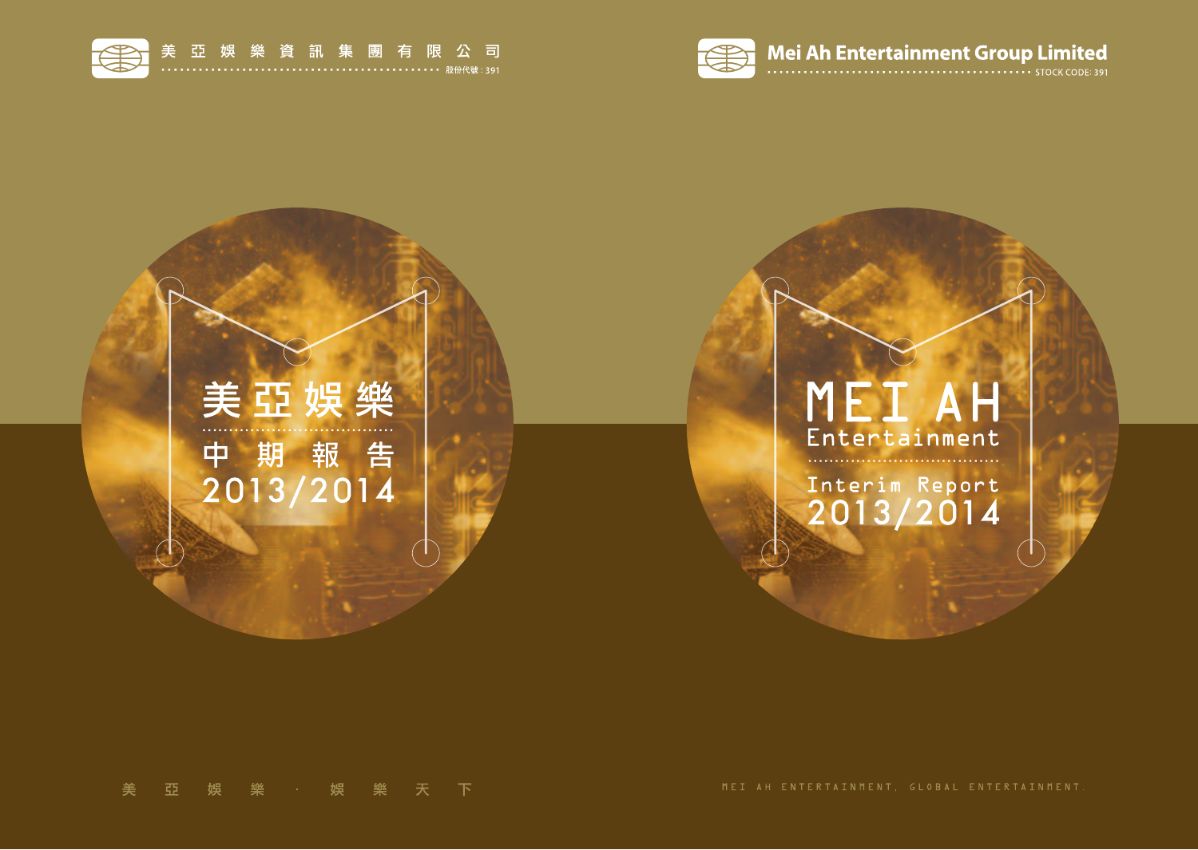美亞娛樂資訊集團有限公司
股份代號 : 391

Mei Ah Entertainment Group Limited
STOCK CODE: 391

# 美亞娛樂

## 中期報告
## 2013/2014

# MEI AH Entertainment

## Interim Report
## 2013/2014

美亞娛樂 · 娛樂天下

MEI AH ENTERTAINMENT, GLOBAL ENTERTAINMENT.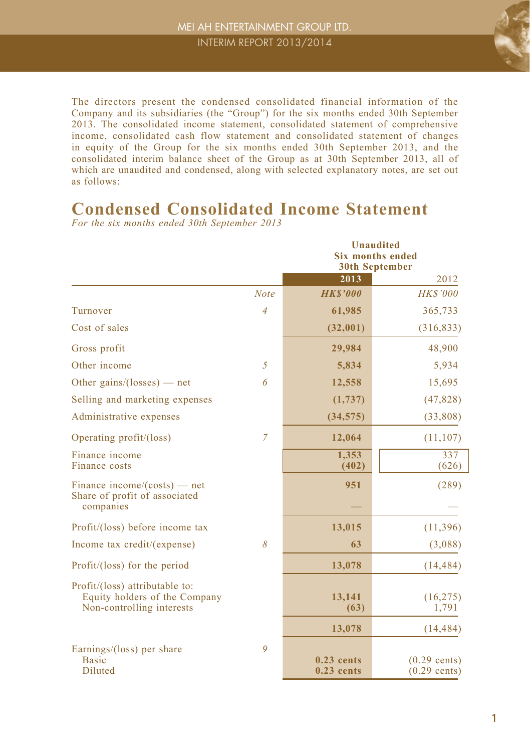The directors present the condensed consolidated financial information of the Company and its subsidiaries (the "Group") for the six months ended 30th September 2013. The consolidated income statement, consolidated statement of comprehensive income, consolidated cash flow statement and consolidated statement of changes in equity of the Group for the six months ended 30th September 2013, and the consolidated interim balance sheet of the Group as at 30th September 2013, all of which are unaudited and condensed, along with selected explanatory notes, are set out as follows:

# Condensed Consolidated Income Statement

*For the six months ended 30th September 2013*

| | | **Unaudited Six months ended 30th September** | |
|---|---|---|---|
| | | **2013** | 2012 |
| | *Note* | ***HK$'000*** | *HK$'000* |
| Turnover | 4 | **61,985** | 365,733 |
| Cost of sales | | **(32,001)** | (316,833) |
| Gross profit | | **29,984** | 48,900 |
| Other income | 5 | **5,834** | 5,934 |
| Other gains/(losses) — net | 6 | **12,558** | 15,695 |
| Selling and marketing expenses | | **(1,737)** | (47,828) |
| Administrative expenses | | **(34,575)** | (33,808) |
| Operating profit/(loss) | 7 | **12,064** | (11,107) |
| Finance income | | **1,353** | 337 |
| Finance costs | | **(402)** | (626) |
| Finance income/(costs) — net | | **951** | (289) |
| Share of profit of associated companies | | **—** | — |
| Profit/(loss) before income tax | | **13,015** | (11,396) |
| Income tax credit/(expense) | 8 | **63** | (3,088) |
| Profit/(loss) for the period | | **13,078** | (14,484) |
| Profit/(loss) attributable to: | | | |
| Equity holders of the Company | | **13,141** | (16,275) |
| Non-controlling interests | | **(63)** | 1,791 |
| | | **13,078** | (14,484) |
| Earnings/(loss) per share | 9 | | |
| Basic | | **0.23 cents** | (0.29 cents) |
| Diluted | | **0.23 cents** | (0.29 cents) |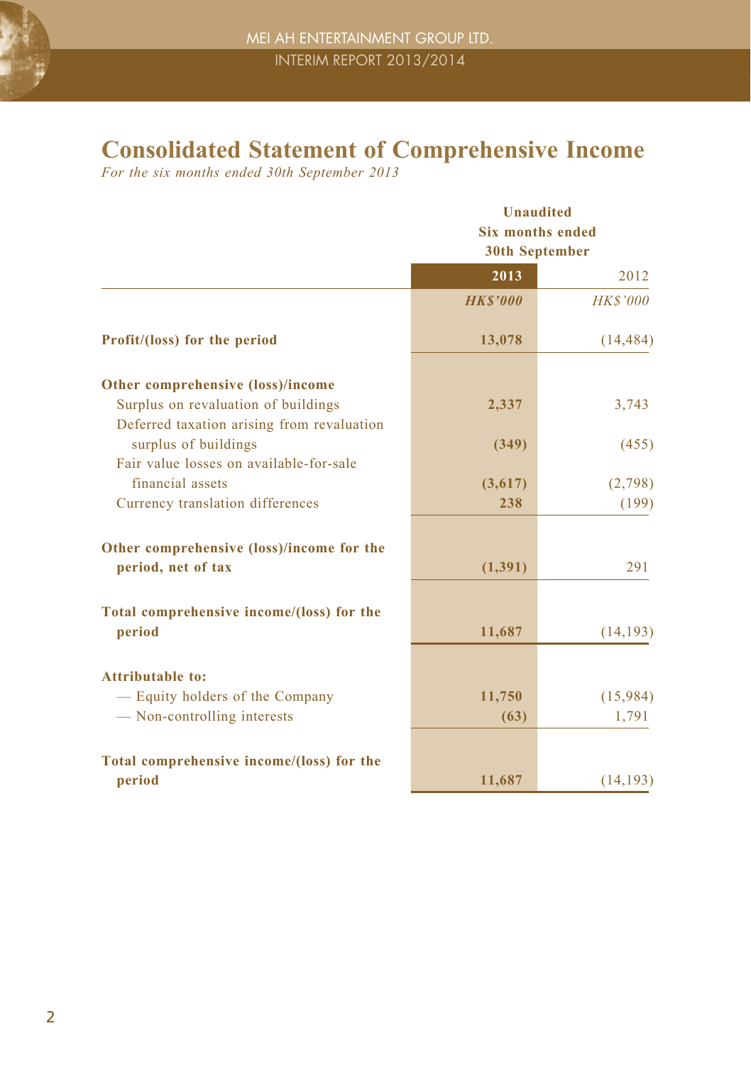# Consolidated Statement of Comprehensive Income

*For the six months ended 30th September 2013*

| | Unaudited Six months ended 30th September | |
|---|---|---|
| | **2013** | 2012 |
| | ***HK$'000*** | *HK$'000* |
| **Profit/(loss) for the period** | **13,078** | (14,484) |
| **Other comprehensive (loss)/income** | | |
| Surplus on revaluation of buildings | **2,337** | 3,743 |
| Deferred taxation arising from revaluation surplus of buildings | **(349)** | (455) |
| Fair value losses on available-for-sale financial assets | **(3,617)** | (2,798) |
| Currency translation differences | **238** | (199) |
| **Other comprehensive (loss)/income for the period, net of tax** | **(1,391)** | 291 |
| **Total comprehensive income/(loss) for the period** | **11,687** | (14,193) |
| **Attributable to:** | | |
| — Equity holders of the Company | **11,750** | (15,984) |
| — Non-controlling interests | **(63)** | 1,791 |
| **Total comprehensive income/(loss) for the period** | **11,687** | (14,193) |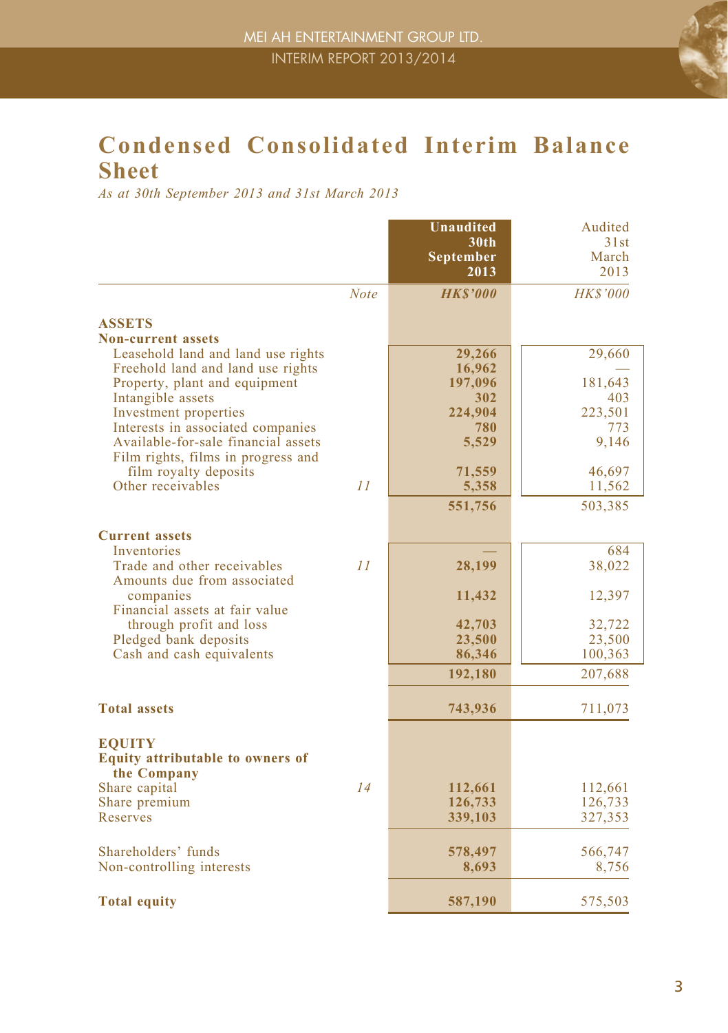# Condensed Consolidated Interim Balance Sheet

*As at 30th September 2013 and 31st March 2013*

| | Note | Unaudited 30th September 2013 | Audited 31st March 2013 |
|---|---|---|---|
| | | ***HK$'000*** | *HK$'000* |
| **ASSETS** | | | |
| **Non-current assets** | | | |
| Leasehold land and land use rights | | **29,266** | 29,660 |
| Freehold land and land use rights | | **16,962** | — |
| Property, plant and equipment | | **197,096** | 181,643 |
| Intangible assets | | **302** | 403 |
| Investment properties | | **224,904** | 223,501 |
| Interests in associated companies | | **780** | 773 |
| Available-for-sale financial assets | | **5,529** | 9,146 |
| Film rights, films in progress and film royalty deposits | | **71,559** | 46,697 |
| Other receivables | 11 | **5,358** | 11,562 |
| | | **551,756** | 503,385 |
| **Current assets** | | | |
| Inventories | | **—** | 684 |
| Trade and other receivables | 11 | **28,199** | 38,022 |
| Amounts due from associated companies | | **11,432** | 12,397 |
| Financial assets at fair value through profit and loss | | **42,703** | 32,722 |
| Pledged bank deposits | | **23,500** | 23,500 |
| Cash and cash equivalents | | **86,346** | 100,363 |
| | | **192,180** | 207,688 |
| **Total assets** | | **743,936** | 711,073 |
| **EQUITY** | | | |
| **Equity attributable to owners of the Company** | | | |
| Share capital | 14 | **112,661** | 112,661 |
| Share premium | | **126,733** | 126,733 |
| Reserves | | **339,103** | 327,353 |
| Shareholders' funds | | **578,497** | 566,747 |
| Non-controlling interests | | **8,693** | 8,756 |
| **Total equity** | | **587,190** | 575,503 |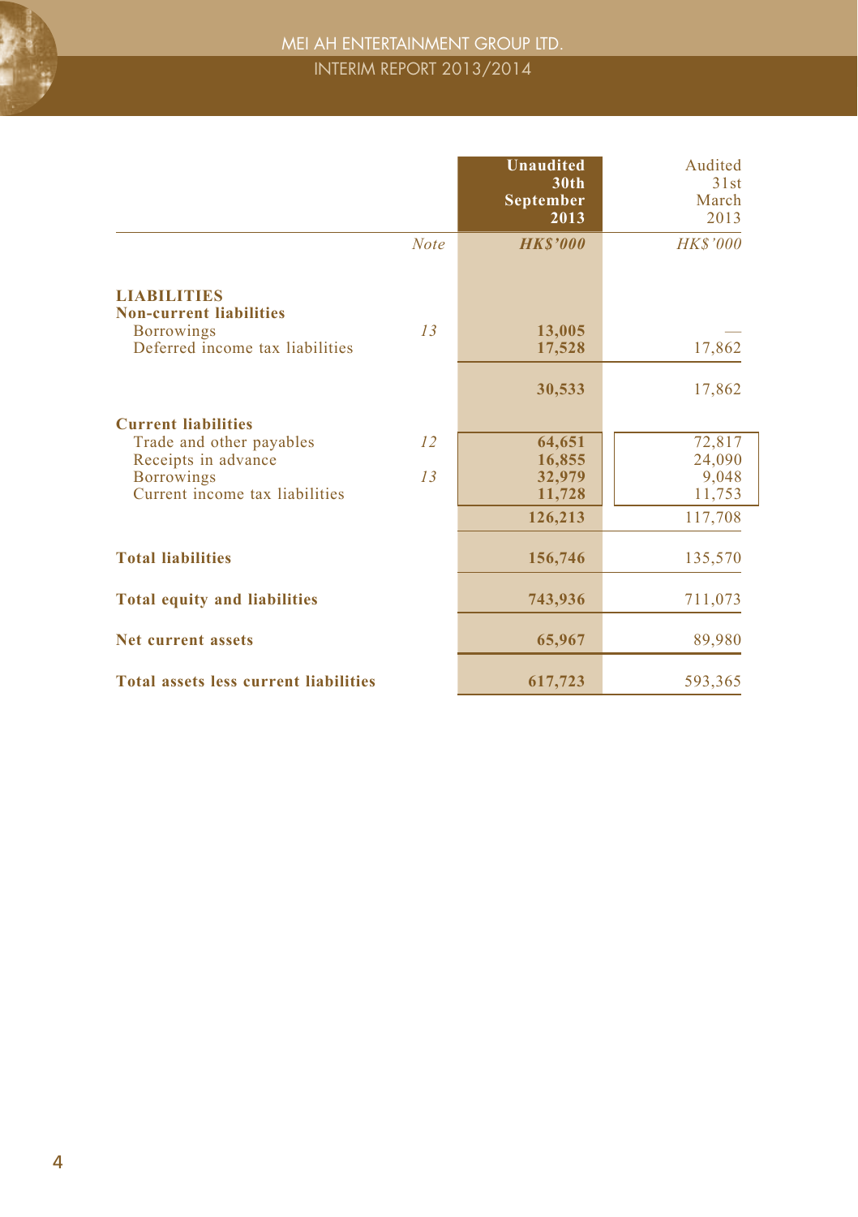| | Note | Unaudited 30th September 2013 | Audited 31st March 2013 |
|---|---|---|---|
| | | *HK$'000* | *HK$'000* |
| **LIABILITIES** | | | |
| **Non-current liabilities** | | | |
| Borrowings | *13* | **13,005** | — |
| Deferred income tax liabilities | | **17,528** | 17,862 |
| | | **30,533** | 17,862 |
| **Current liabilities** | | | |
| Trade and other payables | *12* | **64,651** | 72,817 |
| Receipts in advance | | **16,855** | 24,090 |
| Borrowings | *13* | **32,979** | 9,048 |
| Current income tax liabilities | | **11,728** | 11,753 |
| | | **126,213** | 117,708 |
| **Total liabilities** | | **156,746** | 135,570 |
| **Total equity and liabilities** | | **743,936** | 711,073 |
| **Net current assets** | | **65,967** | 89,980 |
| **Total assets less current liabilities** | | **617,723** | 593,365 |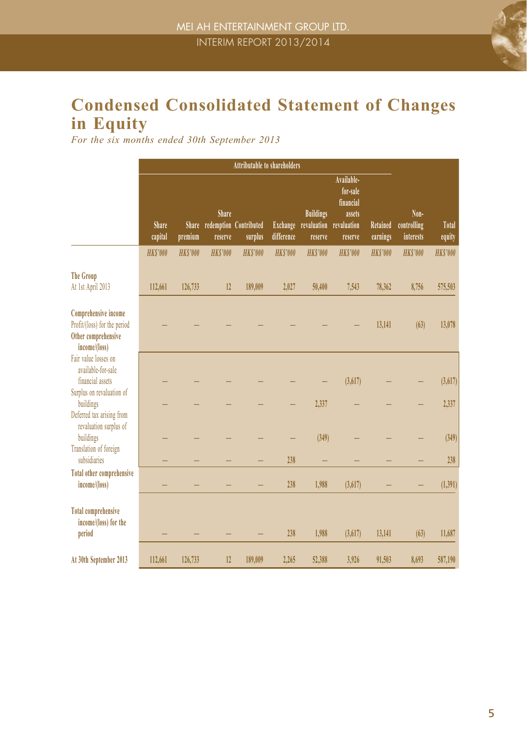# Condensed Consolidated Statement of Changes in Equity

*For the six months ended 30th September 2013*

| | Attributable to shareholders | | | | | | | | | |
|---|---|---|---|---|---|---|---|---|---|---|
| | Share capital | Share premium | Share redemption reserve | Contributed surplus | Exchange difference | Buildings revaluation reserve | Available-for-sale financial assets revaluation reserve | Retained earnings | Non-controlling interests | Total equity |
| | *HK$'000* | *HK$'000* | *HK$'000* | *HK$'000* | *HK$'000* | *HK$'000* | *HK$'000* | *HK$'000* | *HK$'000* | *HK$'000* |
| **The Group** | | | | | | | | | | |
| At 1st April 2013 | 112,661 | 126,733 | 12 | 189,009 | 2,027 | 50,400 | 7,543 | 78,362 | 8,756 | 575,503 |
| **Comprehensive income** | | | | | | | | | | |
| Profit/(loss) for the period | – | – | – | – | – | – | – | 13,141 | (63) | 13,078 |
| **Other comprehensive income/(loss)** | | | | | | | | | | |
| Fair value losses on available-for-sale financial assets | – | – | – | – | – | – | (3,617) | – | – | (3,617) |
| Surplus on revaluation of buildings | – | – | – | – | – | 2,337 | – | – | – | 2,337 |
| Deferred tax arising from revaluation surplus of buildings | – | – | – | – | – | (349) | – | – | – | (349) |
| Translation of foreign subsidiaries | – | – | – | – | 238 | – | – | – | – | 238 |
| **Total other comprehensive income/(loss)** | – | – | – | – | 238 | 1,988 | (3,617) | – | – | (1,391) |
| **Total comprehensive income/(loss) for the period** | – | – | – | – | 238 | 1,988 | (3,617) | 13,141 | (63) | 11,687 |
| **At 30th September 2013** | 112,661 | 126,733 | 12 | 189,009 | 2,265 | 52,388 | 3,926 | 91,503 | 8,693 | 587,190 |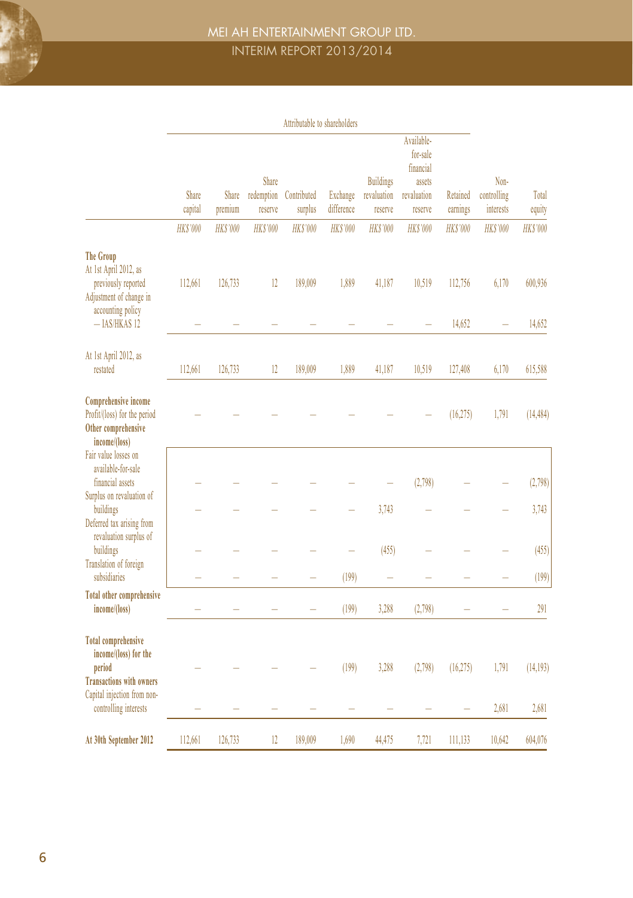| | Attributable to shareholders | | | | | | | | | |
|---|---|---|---|---|---|---|---|---|---|---|
| | Share capital | Share premium | Share redemption reserve | Contributed surplus | Exchange difference | Buildings revaluation reserve | Available-for-sale financial assets revaluation reserve | Retained earnings | Non-controlling interests | Total equity |
| | *HK$'000* | *HK$'000* | *HK$'000* | *HK$'000* | *HK$'000* | *HK$'000* | *HK$'000* | *HK$'000* | *HK$'000* | *HK$'000* |
| **The Group** | | | | | | | | | | |
| At 1st April 2012, as previously reported | 112,661 | 126,733 | 12 | 189,009 | 1,889 | 41,187 | 10,519 | 112,756 | 6,170 | 600,936 |
| Adjustment of change in accounting policy – IAS/HKAS 12 | – | – | – | – | – | – | – | 14,652 | – | 14,652 |
| At 1st April 2012, as restated | 112,661 | 126,733 | 12 | 189,009 | 1,889 | 41,187 | 10,519 | 127,408 | 6,170 | 615,588 |
| **Comprehensive income** | | | | | | | | | | |
| Profit/(loss) for the period | – | – | – | – | – | – | – | (16,275) | 1,791 | (14,484) |
| **Other comprehensive income/(loss)** | | | | | | | | | | |
| Fair value losses on available-for-sale financial assets | – | – | – | – | – | – | (2,798) | – | – | (2,798) |
| Surplus on revaluation of buildings | – | – | – | – | – | 3,743 | – | – | – | 3,743 |
| Deferred tax arising from revaluation surplus of buildings | – | – | – | – | – | (455) | – | – | – | (455) |
| Translation of foreign subsidiaries | – | – | – | – | (199) | – | – | – | – | (199) |
| **Total other comprehensive income/(loss)** | – | – | – | – | (199) | 3,288 | (2,798) | – | – | 291 |
| **Total comprehensive income/(loss) for the period** | – | – | – | – | (199) | 3,288 | (2,798) | (16,275) | 1,791 | (14,193) |
| **Transactions with owners** | | | | | | | | | | |
| Capital injection from non-controlling interests | – | – | – | – | – | – | – | – | 2,681 | 2,681 |
| **At 30th September 2012** | 112,661 | 126,733 | 12 | 189,009 | 1,690 | 44,475 | 7,721 | 111,133 | 10,642 | 604,076 |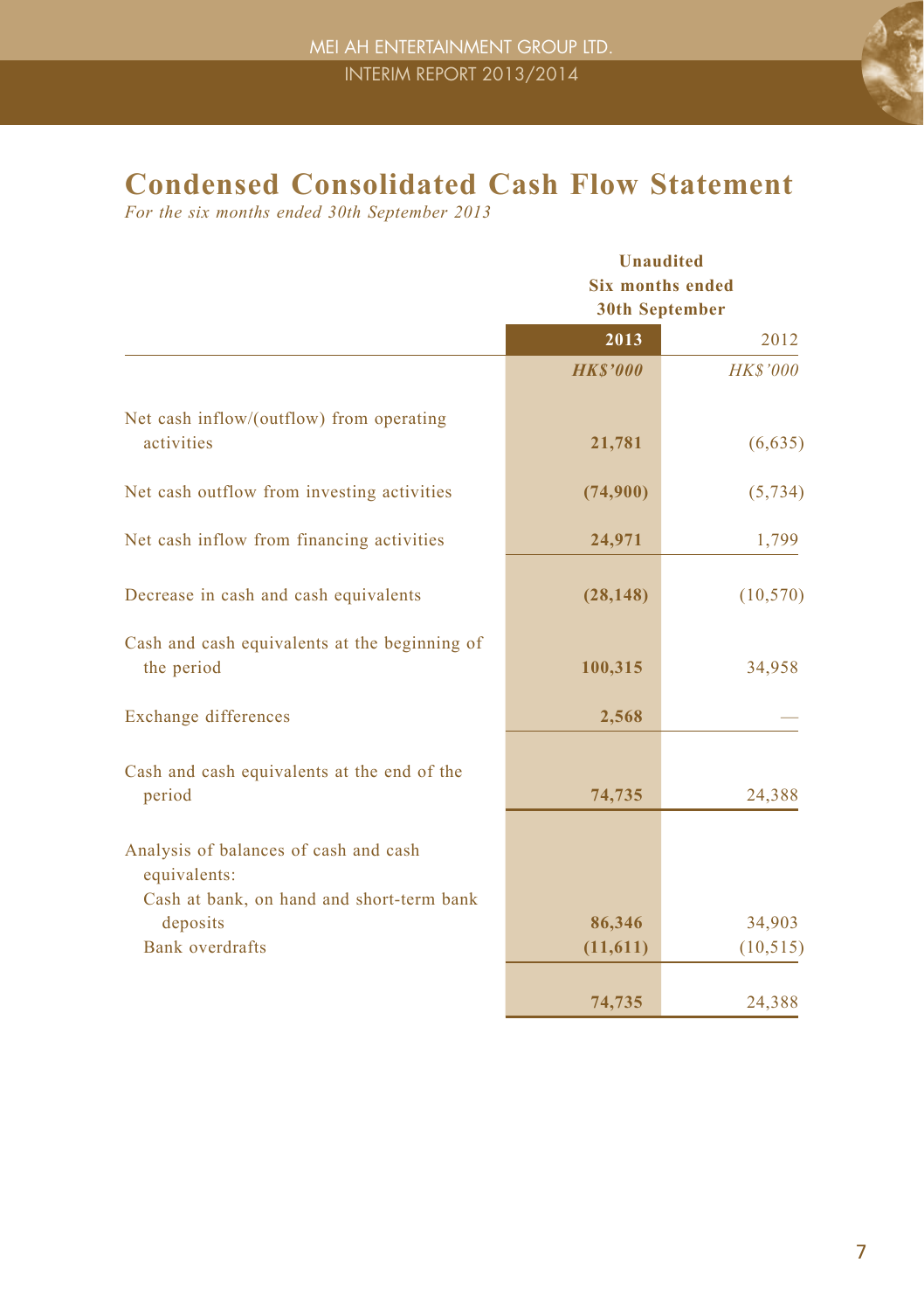# Condensed Consolidated Cash Flow Statement

*For the six months ended 30th September 2013*

| | Unaudited Six months ended 30th September | |
|---|---|---|
| | **2013** | 2012 |
| | ***HK$'000*** | *HK$'000* |
| Net cash inflow/(outflow) from operating activities | **21,781** | (6,635) |
| Net cash outflow from investing activities | **(74,900)** | (5,734) |
| Net cash inflow from financing activities | **24,971** | 1,799 |
| Decrease in cash and cash equivalents | **(28,148)** | (10,570) |
| Cash and cash equivalents at the beginning of the period | **100,315** | 34,958 |
| Exchange differences | **2,568** | — |
| Cash and cash equivalents at the end of the period | **74,735** | 24,388 |
| Analysis of balances of cash and cash equivalents: | | |
| Cash at bank, on hand and short-term bank deposits | **86,346** | 34,903 |
| Bank overdrafts | **(11,611)** | (10,515) |
| | **74,735** | 24,388 |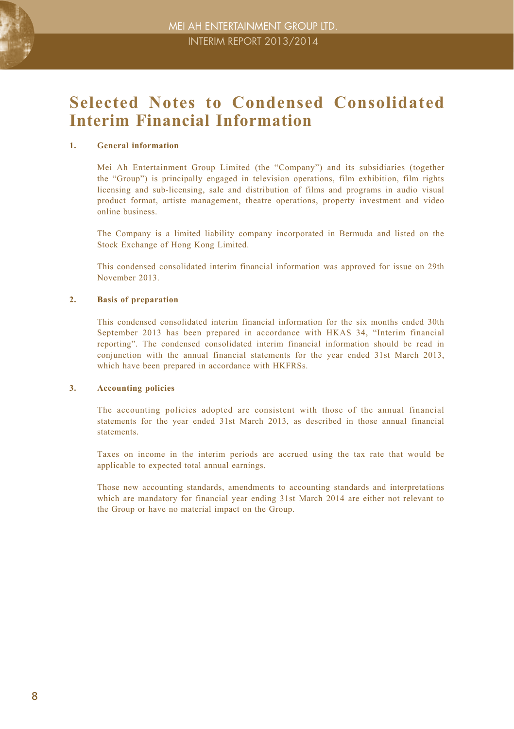# Selected Notes to Condensed Consolidated Interim Financial Information

## 1. General information

Mei Ah Entertainment Group Limited (the "Company") and its subsidiaries (together the "Group") is principally engaged in television operations, film exhibition, film rights licensing and sub-licensing, sale and distribution of films and programs in audio visual product format, artiste management, theatre operations, property investment and video online business.

The Company is a limited liability company incorporated in Bermuda and listed on the Stock Exchange of Hong Kong Limited.

This condensed consolidated interim financial information was approved for issue on 29th November 2013.

## 2. Basis of preparation

This condensed consolidated interim financial information for the six months ended 30th September 2013 has been prepared in accordance with HKAS 34, "Interim financial reporting". The condensed consolidated interim financial information should be read in conjunction with the annual financial statements for the year ended 31st March 2013, which have been prepared in accordance with HKFRSs.

## 3. Accounting policies

The accounting policies adopted are consistent with those of the annual financial statements for the year ended 31st March 2013, as described in those annual financial statements.

Taxes on income in the interim periods are accrued using the tax rate that would be applicable to expected total annual earnings.

Those new accounting standards, amendments to accounting standards and interpretations which are mandatory for financial year ending 31st March 2014 are either not relevant to the Group or have no material impact on the Group.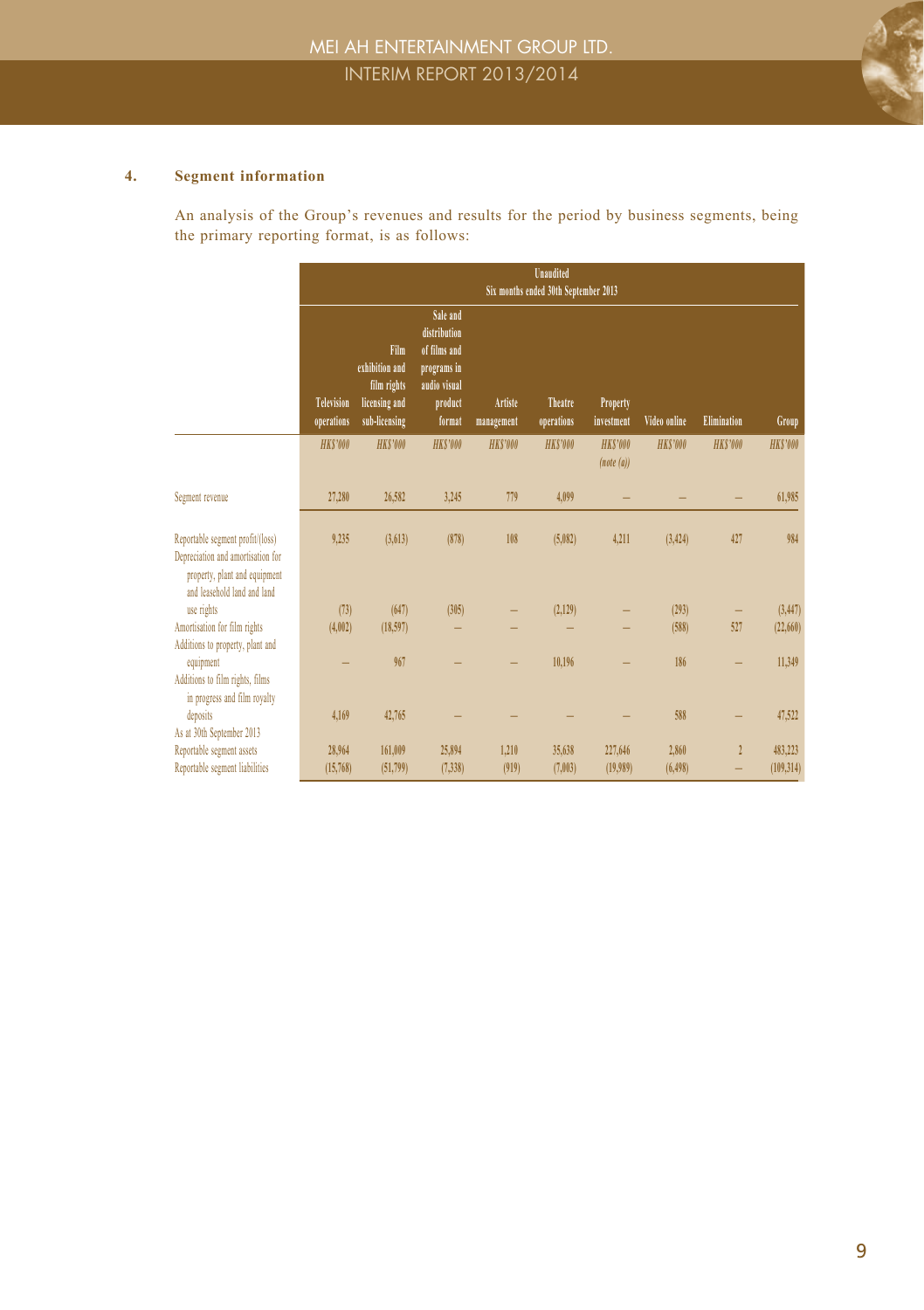## 4. Segment information

An analysis of the Group's revenues and results for the period by business segments, being the primary reporting format, is as follows:

| | Unaudited Six months ended 30th September 2013 | | | | | | | | |
|---|---|---|---|---|---|---|---|---|---|
| | Television operations | Film exhibition and film rights licensing and sub-licensing | Sale and distribution of films and programs in audio visual product format | Artiste management | Theatre operations | Property investment | Video online | Elimination | Group |
| | *HK$'000* | *HK$'000* | *HK$'000* | *HK$'000* | *HK$'000* | *HK$'000* *(note (a))* | *HK$'000* | *HK$'000* | *HK$'000* |
| Segment revenue | 27,280 | 26,582 | 3,245 | 779 | 4,099 | – | – | – | 61,985 |
| Reportable segment profit/(loss) | 9,235 | (3,613) | (878) | 108 | (5,082) | 4,211 | (3,424) | 427 | 984 |
| Depreciation and amortisation for property, plant and equipment and leasehold land and land use rights | (73) | (647) | (305) | – | (2,129) | – | (293) | – | (3,447) |
| Amortisation for film rights | (4,002) | (18,597) | – | – | – | – | (588) | 527 | (22,660) |
| Additions to property, plant and equipment | – | 967 | – | – | 10,196 | – | 186 | – | 11,349 |
| Additions to film rights, films in progress and film royalty deposits | 4,169 | 42,765 | – | – | – | – | 588 | – | 47,522 |
| As at 30th September 2013 | | | | | | | | | |
| Reportable segment assets | 28,964 | 161,009 | 25,894 | 1,210 | 35,638 | 227,646 | 2,860 | 2 | 483,223 |
| Reportable segment liabilities | (15,768) | (51,799) | (7,338) | (919) | (7,003) | (19,989) | (6,498) | – | (109,314) |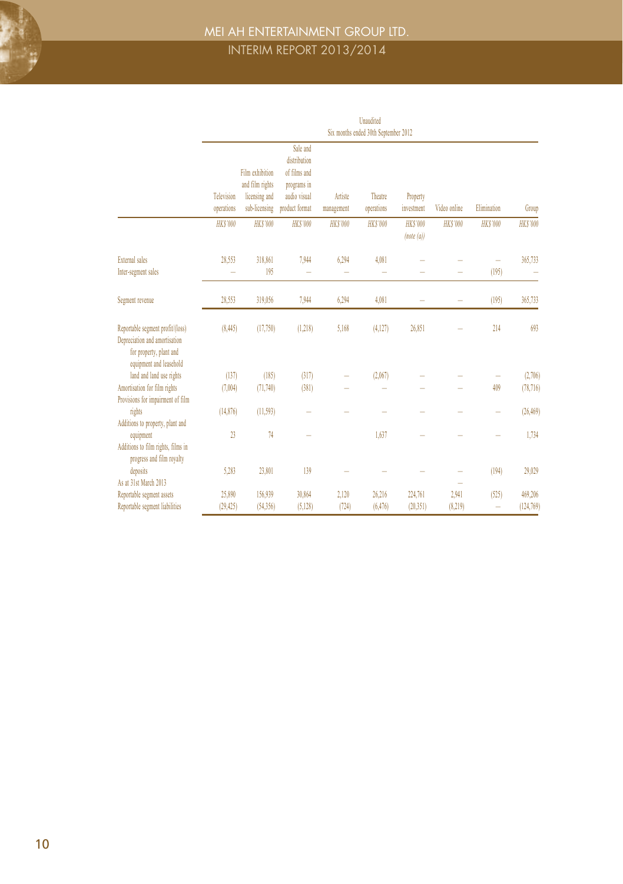| | Unaudited | | | | | | | | |
|---|---|---|---|---|---|---|---|---|---|
| | Six months ended 30th September 2012 | | | | | | | | |
| | Television operations | Film exhibition and film rights licensing and sub-licensing | Sale and distribution of films and programs in audio visual product format | Artiste management | Theatre operations | Property investment | Video online | Elimination | Group |
| | *HK$'000* | *HK$'000* | *HK$'000* | *HK$'000* | *HK$'000* | *HK$'000* *(note (a))* | *HK$'000* | *HK$'000* | *HK$'000* |
| External sales | 28,553 | 318,861 | 7,944 | 6,294 | 4,081 | – | – | – | 365,733 |
| Inter-segment sales | – | 195 | – | – | – | – | – | (195) | – |
| Segment revenue | 28,553 | 319,056 | 7,944 | 6,294 | 4,081 | – | – | (195) | 365,733 |
| Reportable segment profit/(loss) | (8,445) | (17,750) | (1,218) | 5,168 | (4,127) | 26,851 | – | 214 | 693 |
| Depreciation and amortisation for property, plant and equipment and leasehold land and land use rights | (137) | (185) | (317) | – | (2,067) | – | – | – | (2,706) |
| Amortisation for film rights | (7,004) | (71,740) | (381) | – | – | – | – | 409 | (78,716) |
| Provisions for impairment of film rights | (14,876) | (11,593) | – | – | – | – | – | – | (26,469) |
| Additions to property, plant and equipment | 23 | 74 | – | | 1,637 | – | – | – | 1,734 |
| Additions to film rights, films in progress and film royalty deposits | 5,283 | 23,801 | 139 | – | – | – | – | (194) | 29,029 |
| As at 31st March 2013 | | | | | | | – | | |
| Reportable segment assets | 25,890 | 156,939 | 30,864 | 2,120 | 26,216 | 224,761 | 2,941 | (525) | 469,206 |
| Reportable segment liabilities | (29,425) | (54,356) | (5,128) | (724) | (6,476) | (20,351) | (8,219) | – | (124,769) |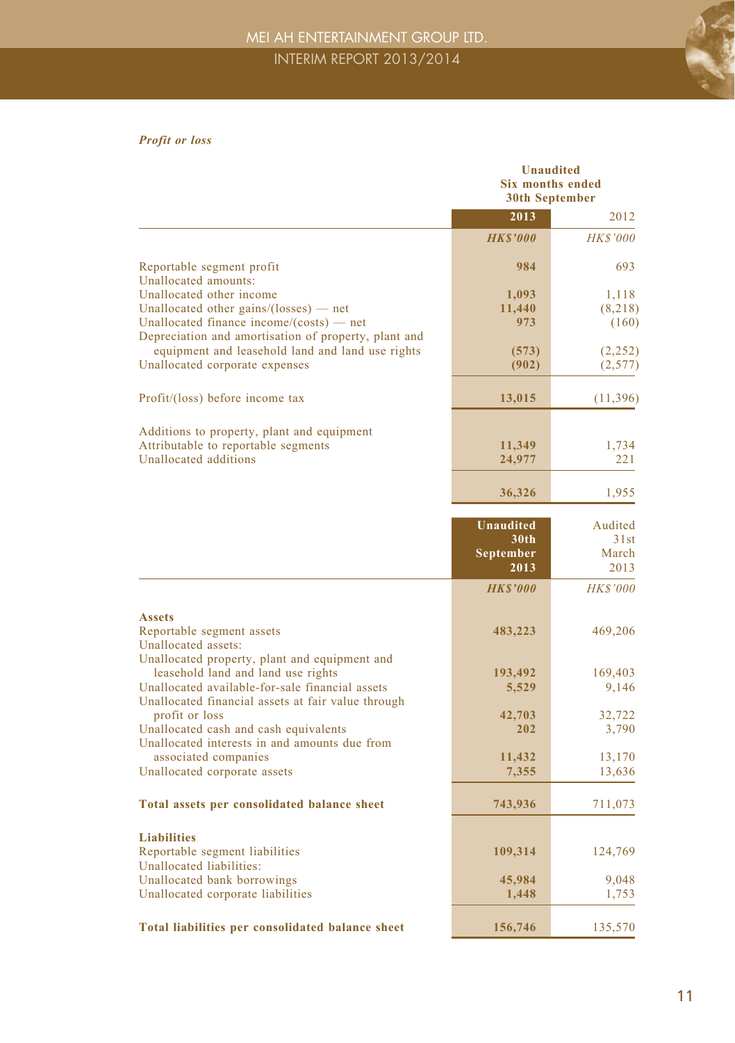*Profit or loss*

| | Unaudited Six months ended 30th September | |
|---|---|---|
| | **2013** | 2012 |
| | ***HK$'000*** | *HK$'000* |
| Reportable segment profit | **984** | 693 |
| Unallocated amounts: | | |
| Unallocated other income | **1,093** | 1,118 |
| Unallocated other gains/(losses) — net | **11,440** | (8,218) |
| Unallocated finance income/(costs) — net | **973** | (160) |
| Depreciation and amortisation of property, plant and equipment and leasehold land and land use rights | **(573)** | (2,252) |
| Unallocated corporate expenses | **(902)** | (2,577) |
| Profit/(loss) before income tax | **13,015** | (11,396) |
| Additions to property, plant and equipment | | |
| Attributable to reportable segments | **11,349** | 1,734 |
| Unallocated additions | **24,977** | 221 |
| | **36,326** | 1,955 |

| | Unaudited 30th September 2013 | Audited 31st March 2013 |
|---|---|---|
| | ***HK$'000*** | *HK$'000* |
| **Assets** | | |
| Reportable segment assets | **483,223** | 469,206 |
| Unallocated assets: | | |
| Unallocated property, plant and equipment and leasehold land and land use rights | **193,492** | 169,403 |
| Unallocated available-for-sale financial assets | **5,529** | 9,146 |
| Unallocated financial assets at fair value through profit or loss | **42,703** | 32,722 |
| Unallocated cash and cash equivalents | **202** | 3,790 |
| Unallocated interests in and amounts due from associated companies | **11,432** | 13,170 |
| Unallocated corporate assets | **7,355** | 13,636 |
| **Total assets per consolidated balance sheet** | **743,936** | 711,073 |
| **Liabilities** | | |
| Reportable segment liabilities | **109,314** | 124,769 |
| Unallocated liabilities: | | |
| Unallocated bank borrowings | **45,984** | 9,048 |
| Unallocated corporate liabilities | **1,448** | 1,753 |
| **Total liabilities per consolidated balance sheet** | **156,746** | 135,570 |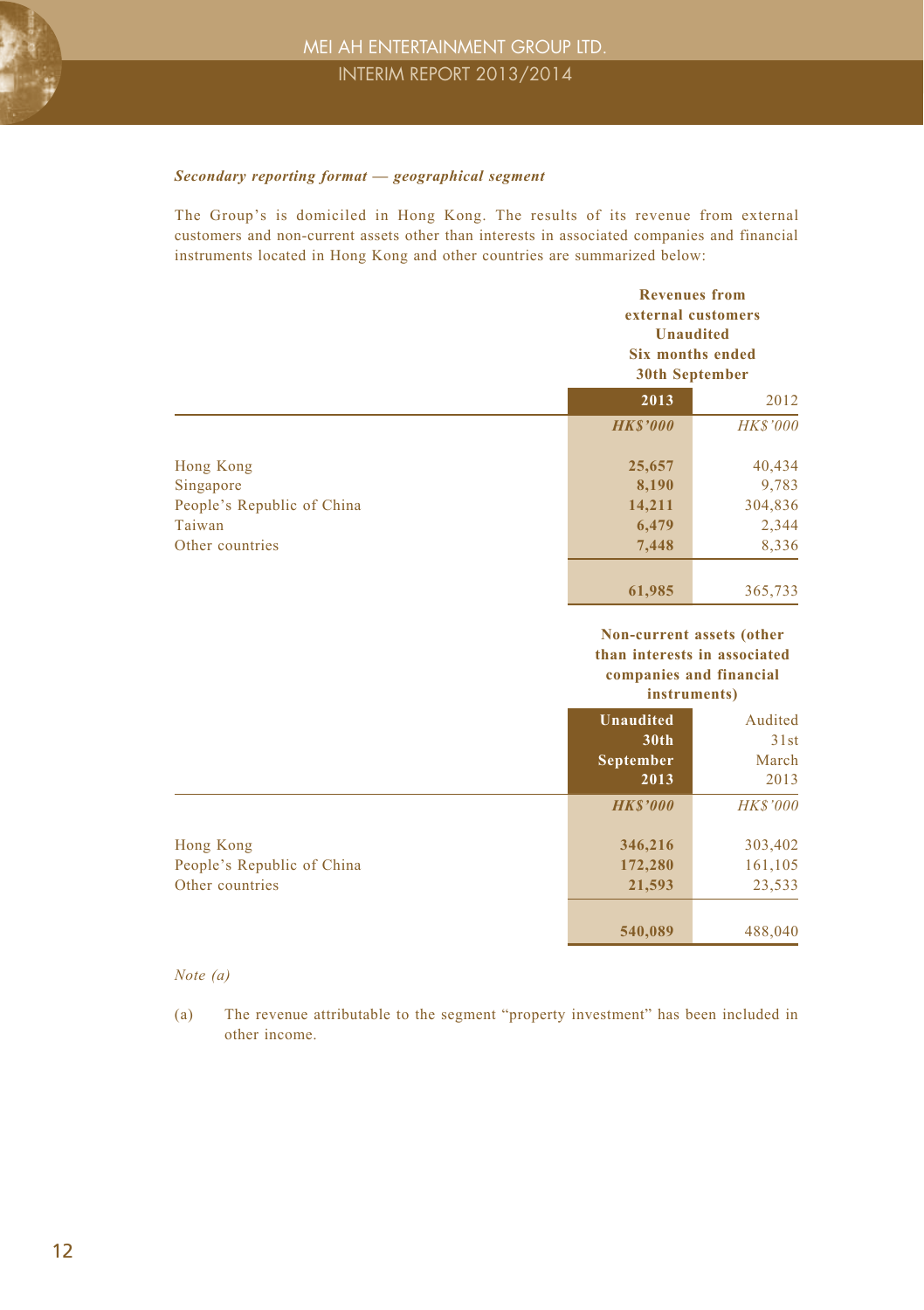***Secondary reporting format — geographical segment***

The Group's is domiciled in Hong Kong. The results of its revenue from external customers and non-current assets other than interests in associated companies and financial instruments located in Hong Kong and other countries are summarized below:

| | Revenues from external customers Unaudited Six months ended 30th September | |
|---|---|---|
| | **2013** | 2012 |
| | ***HK$'000*** | *HK$'000* |
| Hong Kong | **25,657** | 40,434 |
| Singapore | **8,190** | 9,783 |
| People's Republic of China | **14,211** | 304,836 |
| Taiwan | **6,479** | 2,344 |
| Other countries | **7,448** | 8,336 |
| | **61,985** | 365,733 |

| | Non-current assets (other than interests in associated companies and financial instruments) | |
|---|---|---|
| | **Unaudited 30th September 2013** | Audited 31st March 2013 |
| | ***HK$'000*** | *HK$'000* |
| Hong Kong | **346,216** | 303,402 |
| People's Republic of China | **172,280** | 161,105 |
| Other countries | **21,593** | 23,533 |
| | **540,089** | 488,040 |

*Note (a)*

(a) The revenue attributable to the segment "property investment" has been included in other income.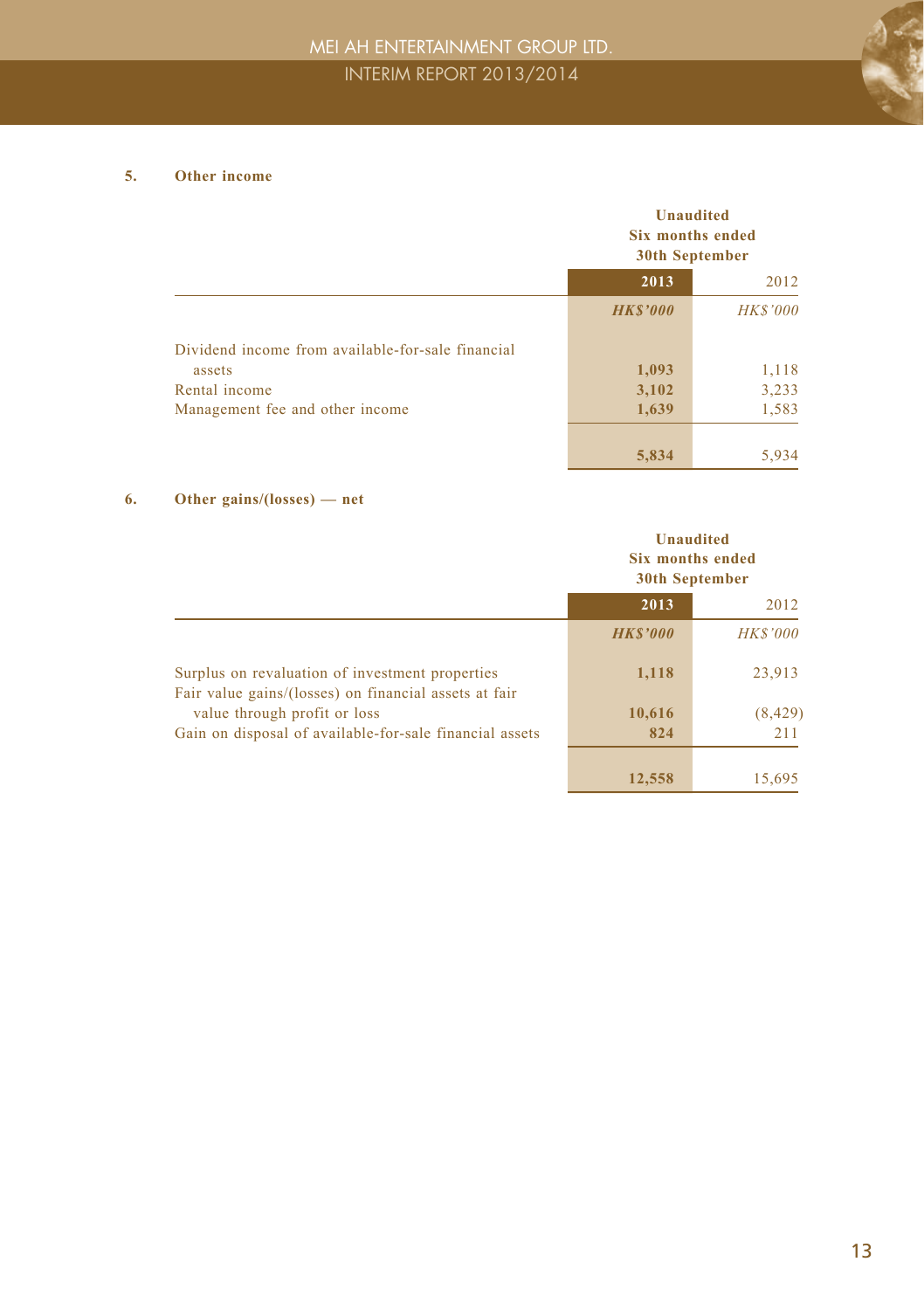## 5. Other income

| | Unaudited Six months ended 30th September | |
|---|---|---|
| | **2013** | 2012 |
| | ***HK$'000*** | *HK$'000* |
| Dividend income from available-for-sale financial assets | **1,093** | 1,118 |
| Rental income | **3,102** | 3,233 |
| Management fee and other income | **1,639** | 1,583 |
| | **5,834** | 5,934 |

## 6. Other gains/(losses) — net

| | Unaudited Six months ended 30th September | |
|---|---|---|
| | **2013** | 2012 |
| | ***HK$'000*** | *HK$'000* |
| Surplus on revaluation of investment properties | **1,118** | 23,913 |
| Fair value gains/(losses) on financial assets at fair value through profit or loss | **10,616** | (8,429) |
| Gain on disposal of available-for-sale financial assets | **824** | 211 |
| | **12,558** | 15,695 |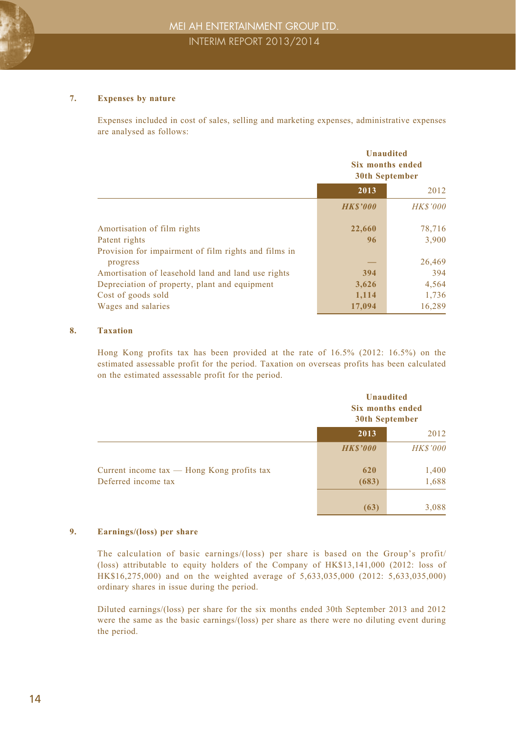### 7. Expenses by nature

Expenses included in cost of sales, selling and marketing expenses, administrative expenses are analysed as follows:

| | Unaudited Six months ended 30th September | |
|---|---|---|
| | **2013** | 2012 |
| | ***HK$'000*** | *HK$'000* |
| Amortisation of film rights | **22,660** | 78,716 |
| Patent rights | **96** | 3,900 |
| Provision for impairment of film rights and films in progress | **—** | 26,469 |
| Amortisation of leasehold land and land use rights | **394** | 394 |
| Depreciation of property, plant and equipment | **3,626** | 4,564 |
| Cost of goods sold | **1,114** | 1,736 |
| Wages and salaries | **17,094** | 16,289 |

### 8. Taxation

Hong Kong profits tax has been provided at the rate of 16.5% (2012: 16.5%) on the estimated assessable profit for the period. Taxation on overseas profits has been calculated on the estimated assessable profit for the period.

| | Unaudited Six months ended 30th September | |
|---|---|---|
| | **2013** | 2012 |
| | ***HK$'000*** | *HK$'000* |
| Current income tax — Hong Kong profits tax | **620** | 1,400 |
| Deferred income tax | **(683)** | 1,688 |
| | **(63)** | 3,088 |

### 9. Earnings/(loss) per share

The calculation of basic earnings/(loss) per share is based on the Group's profit/(loss) attributable to equity holders of the Company of HK$13,141,000 (2012: loss of HK$16,275,000) and on the weighted average of 5,633,035,000 (2012: 5,633,035,000) ordinary shares in issue during the period.

Diluted earnings/(loss) per share for the six months ended 30th September 2013 and 2012 were the same as the basic earnings/(loss) per share as there were no diluting event during the period.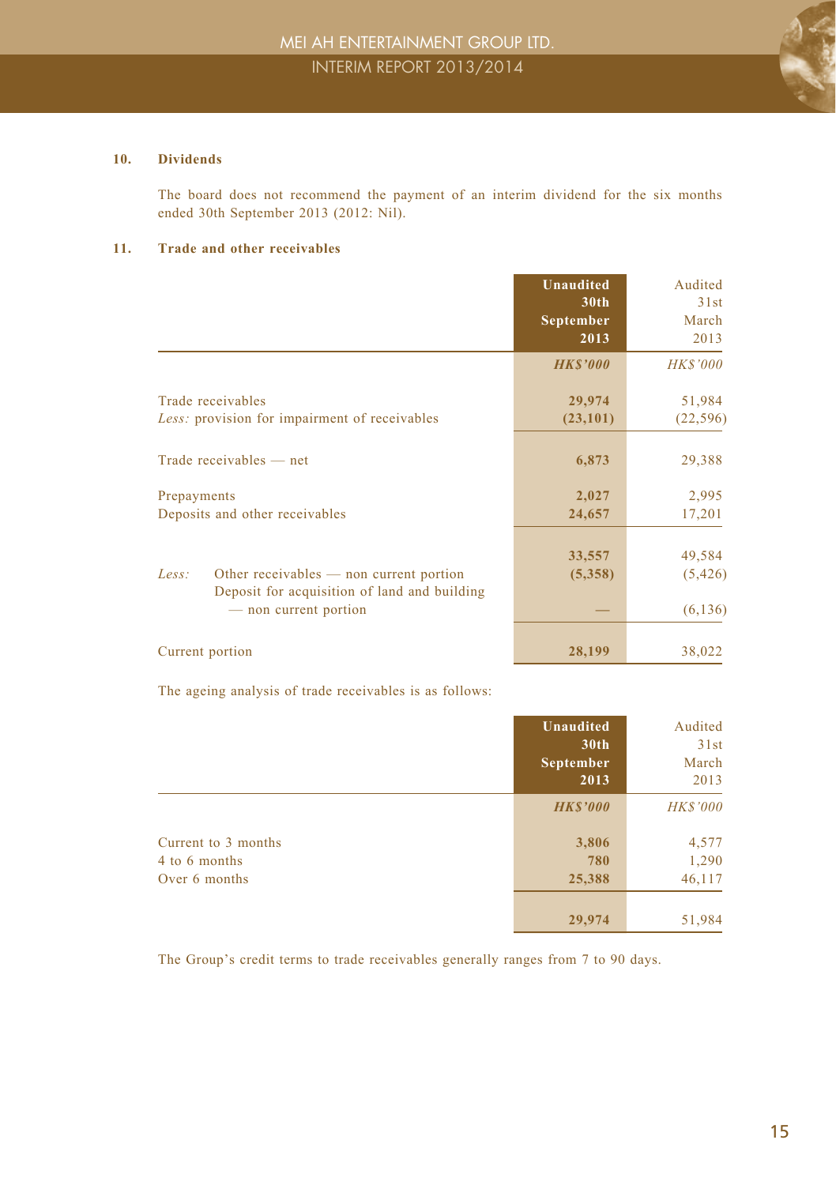## 10. Dividends

The board does not recommend the payment of an interim dividend for the six months ended 30th September 2013 (2012: Nil).

## 11. Trade and other receivables

| | Unaudited 30th September 2013 | Audited 31st March 2013 |
|---|---|---|
| | *HK$'000* | *HK$'000* |
| Trade receivables | **29,974** | 51,984 |
| *Less:* provision for impairment of receivables | **(23,101)** | (22,596) |
| Trade receivables — net | **6,873** | 29,388 |
| Prepayments | **2,027** | 2,995 |
| Deposits and other receivables | **24,657** | 17,201 |
| | **33,557** | 49,584 |
| *Less:* Other receivables — non current portion | **(5,358)** | (5,426) |
| Deposit for acquisition of land and building — non current portion | **—** | (6,136) |
| Current portion | **28,199** | 38,022 |

The ageing analysis of trade receivables is as follows:

| | Unaudited 30th September 2013 | Audited 31st March 2013 |
|---|---|---|
| | *HK$'000* | *HK$'000* |
| Current to 3 months | **3,806** | 4,577 |
| 4 to 6 months | **780** | 1,290 |
| Over 6 months | **25,388** | 46,117 |
| | **29,974** | 51,984 |

The Group's credit terms to trade receivables generally ranges from 7 to 90 days.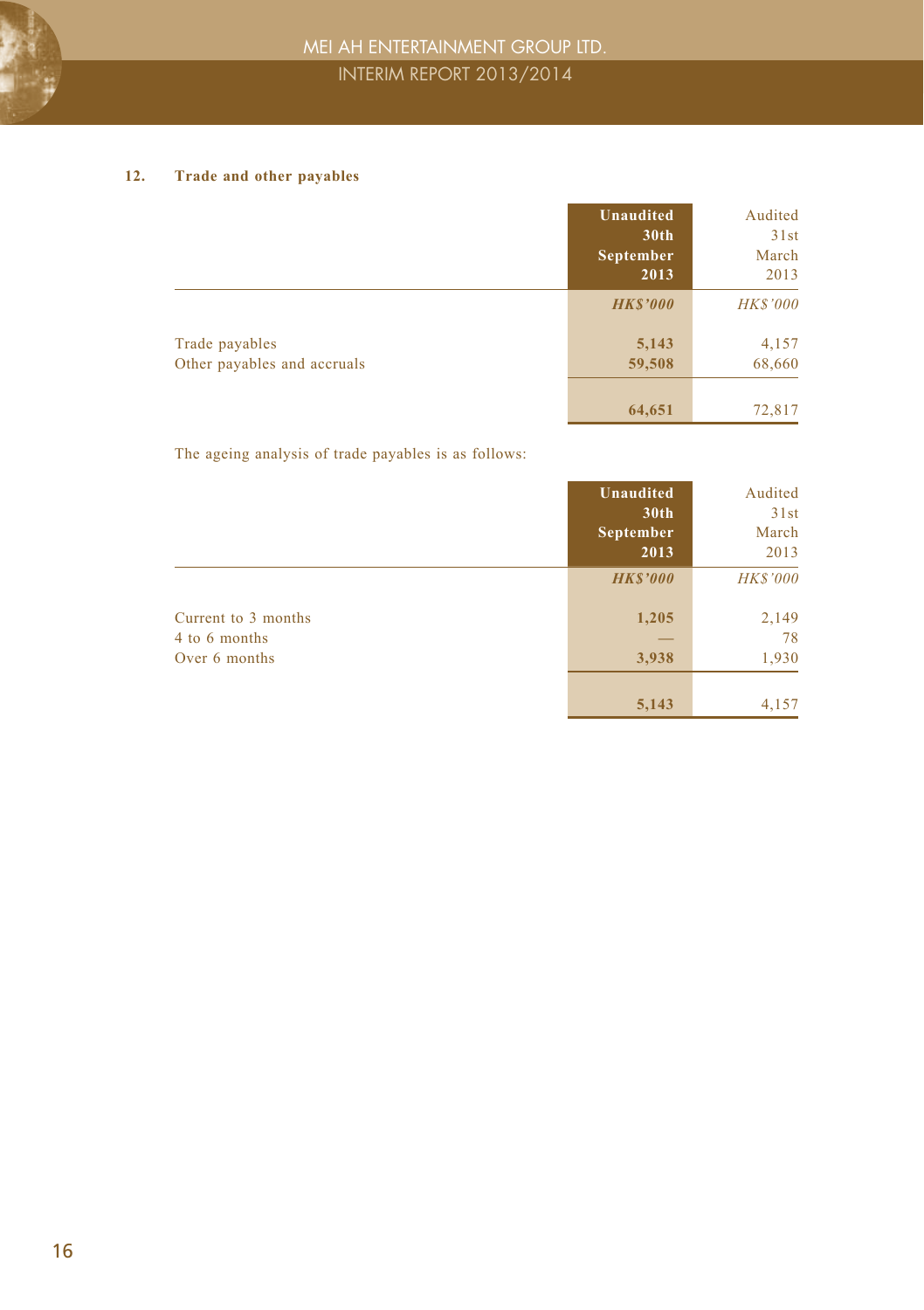## 12. Trade and other payables

| | **Unaudited 30th September 2013** | Audited 31st March 2013 |
|---|---|---|
| | ***HK$'000*** | *HK$'000* |
| Trade payables | **5,143** | 4,157 |
| Other payables and accruals | **59,508** | 68,660 |
| | **64,651** | 72,817 |

The ageing analysis of trade payables is as follows:

| | **Unaudited 30th September 2013** | Audited 31st March 2013 |
|---|---|---|
| | ***HK$'000*** | *HK$'000* |
| Current to 3 months | **1,205** | 2,149 |
| 4 to 6 months | **—** | 78 |
| Over 6 months | **3,938** | 1,930 |
| | **5,143** | 4,157 |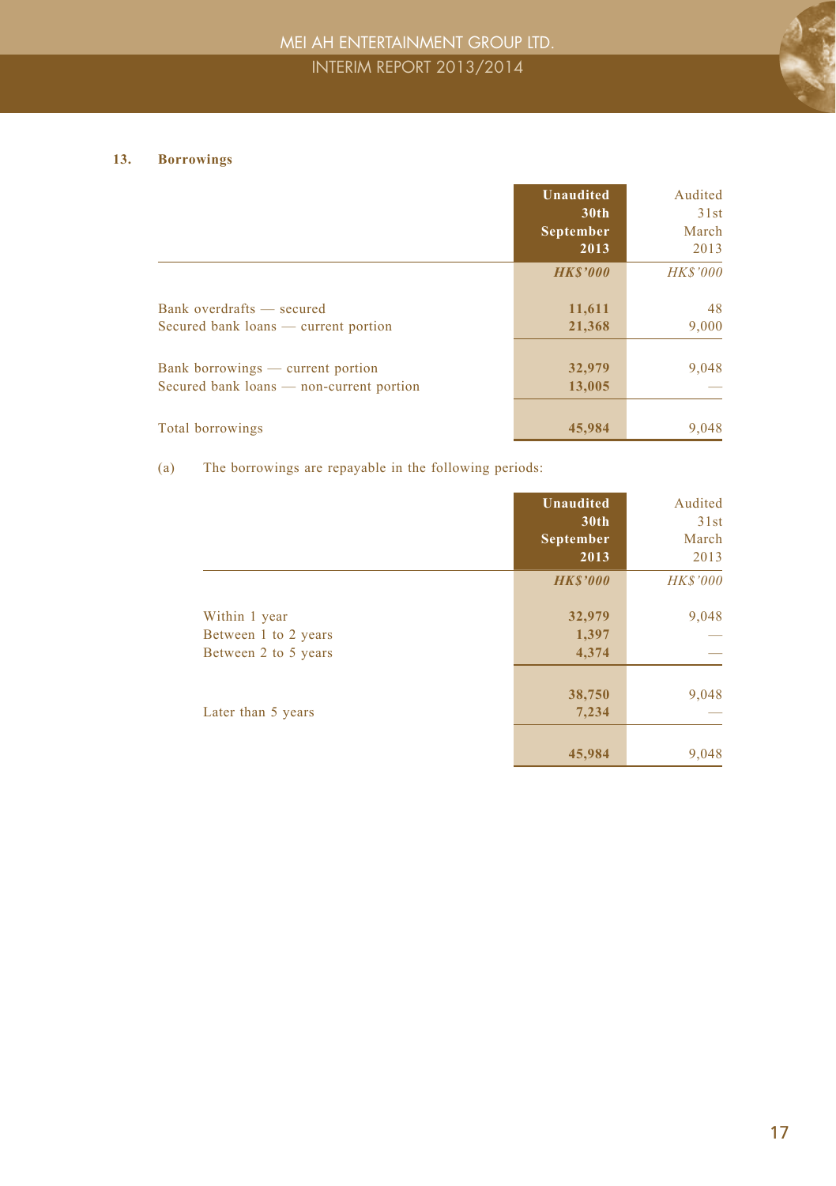## 13. Borrowings

| | Unaudited 30th September 2013 | Audited 31st March 2013 |
|---|---|---|
| | *HK$'000* | *HK$'000* |
| Bank overdrafts — secured | **11,611** | 48 |
| Secured bank loans — current portion | **21,368** | 9,000 |
| Bank borrowings — current portion | **32,979** | 9,048 |
| Secured bank loans — non-current portion | **13,005** | — |
| Total borrowings | **45,984** | 9,048 |

(a) The borrowings are repayable in the following periods:

| | Unaudited 30th September 2013 | Audited 31st March 2013 |
|---|---|---|
| | *HK$'000* | *HK$'000* |
| Within 1 year | **32,979** | 9,048 |
| Between 1 to 2 years | **1,397** | — |
| Between 2 to 5 years | **4,374** | — |
| | **38,750** | 9,048 |
| Later than 5 years | **7,234** | — |
| | **45,984** | 9,048 |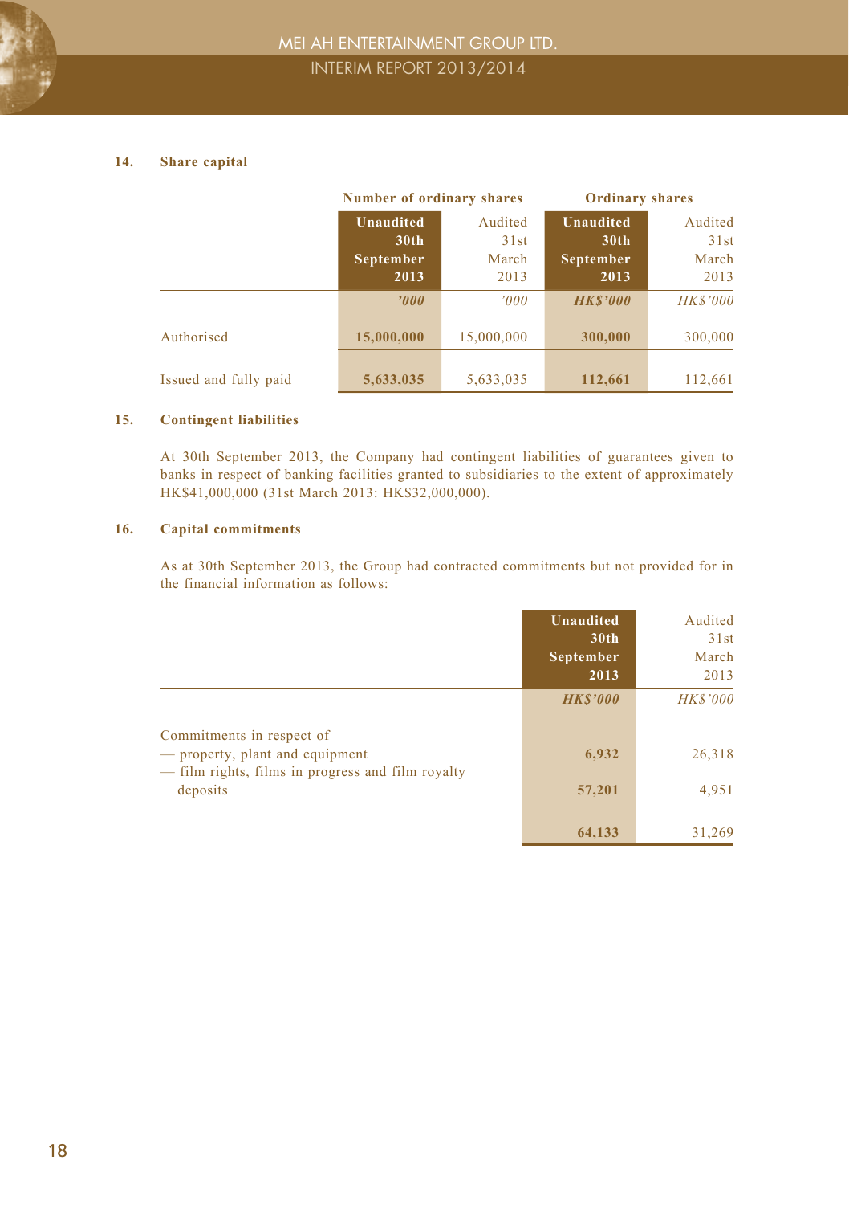## 14. Share capital

| | Number of ordinary shares | | Ordinary shares | |
|---|---|---|---|---|
| | **Unaudited 30th September 2013** | Audited 31st March 2013 | **Unaudited 30th September 2013** | Audited 31st March 2013 |
| | ***'000*** | *'000* | ***HK$'000*** | *HK$'000* |
| Authorised | **15,000,000** | 15,000,000 | **300,000** | 300,000 |
| Issued and fully paid | **5,633,035** | 5,633,035 | **112,661** | 112,661 |

## 15. Contingent liabilities

At 30th September 2013, the Company had contingent liabilities of guarantees given to banks in respect of banking facilities granted to subsidiaries to the extent of approximately HK$41,000,000 (31st March 2013: HK$32,000,000).

## 16. Capital commitments

As at 30th September 2013, the Group had contracted commitments but not provided for in the financial information as follows:

| | **Unaudited 30th September 2013** | Audited 31st March 2013 |
|---|---|---|
| | ***HK$'000*** | *HK$'000* |
| Commitments in respect of | | |
| — property, plant and equipment | **6,932** | 26,318 |
| — film rights, films in progress and film royalty deposits | **57,201** | 4,951 |
| | **64,133** | 31,269 |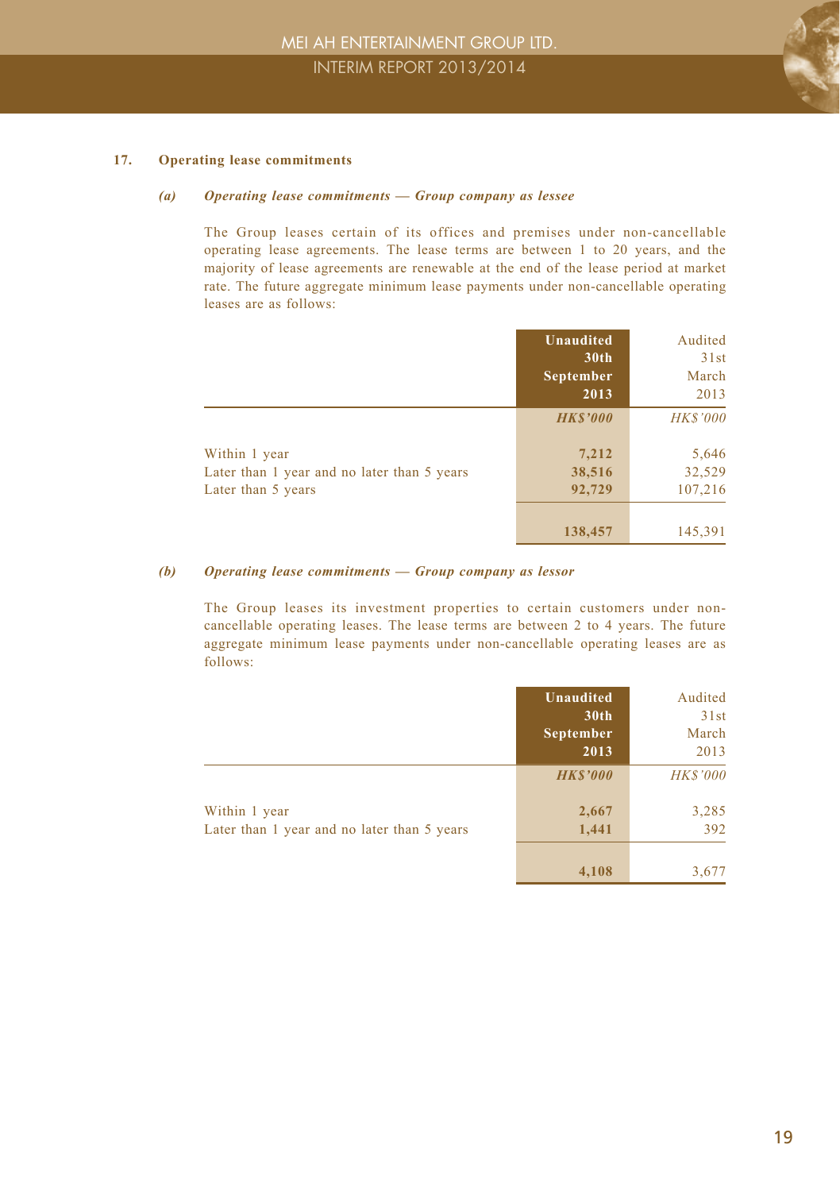## 17. Operating lease commitments

### *(a) Operating lease commitments — Group company as lessee*

The Group leases certain of its offices and premises under non-cancellable operating lease agreements. The lease terms are between 1 to 20 years, and the majority of lease agreements are renewable at the end of the lease period at market rate. The future aggregate minimum lease payments under non-cancellable operating leases are as follows:

| | **Unaudited 30th September 2013** | Audited 31st March 2013 |
|---|---|---|
| | ***HK$'000*** | *HK$'000* |
| Within 1 year | **7,212** | 5,646 |
| Later than 1 year and no later than 5 years | **38,516** | 32,529 |
| Later than 5 years | **92,729** | 107,216 |
| | **138,457** | 145,391 |

### *(b) Operating lease commitments — Group company as lessor*

The Group leases its investment properties to certain customers under non-cancellable operating leases. The lease terms are between 2 to 4 years. The future aggregate minimum lease payments under non-cancellable operating leases are as follows:

| | **Unaudited 30th September 2013** | Audited 31st March 2013 |
|---|---|---|
| | ***HK$'000*** | *HK$'000* |
| Within 1 year | **2,667** | 3,285 |
| Later than 1 year and no later than 5 years | **1,441** | 392 |
| | **4,108** | 3,677 |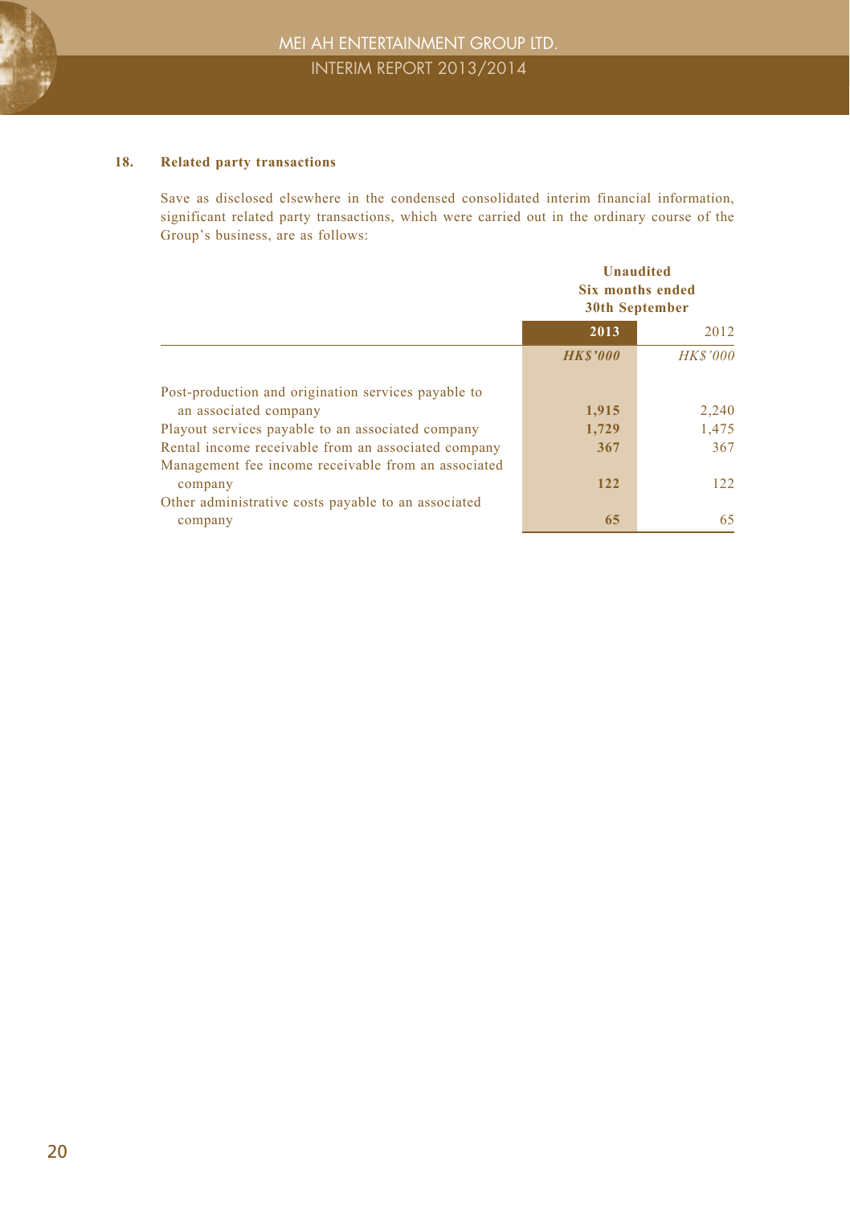### 18. Related party transactions

Save as disclosed elsewhere in the condensed consolidated interim financial information, significant related party transactions, which were carried out in the ordinary course of the Group's business, are as follows:

| | Unaudited Six months ended 30th September | |
|---|---|---|
| | **2013** | 2012 |
| | ***HK$'000*** | *HK$'000* |
| Post-production and origination services payable to an associated company | **1,915** | 2,240 |
| Playout services payable to an associated company | **1,729** | 1,475 |
| Rental income receivable from an associated company | **367** | 367 |
| Management fee income receivable from an associated company | **122** | 122 |
| Other administrative costs payable to an associated company | **65** | 65 |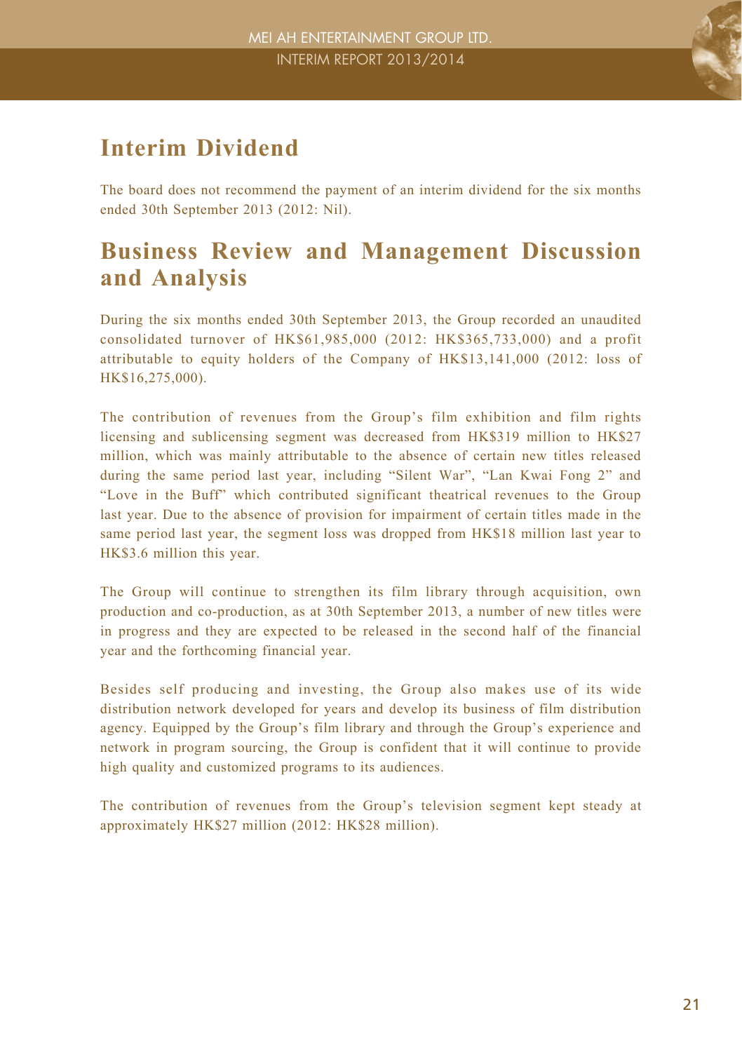## Interim Dividend

The board does not recommend the payment of an interim dividend for the six months ended 30th September 2013 (2012: Nil).

## Business Review and Management Discussion and Analysis

During the six months ended 30th September 2013, the Group recorded an unaudited consolidated turnover of HK$61,985,000 (2012: HK$365,733,000) and a profit attributable to equity holders of the Company of HK$13,141,000 (2012: loss of HK$16,275,000).

The contribution of revenues from the Group's film exhibition and film rights licensing and sublicensing segment was decreased from HK$319 million to HK$27 million, which was mainly attributable to the absence of certain new titles released during the same period last year, including "Silent War", "Lan Kwai Fong 2" and "Love in the Buff" which contributed significant theatrical revenues to the Group last year. Due to the absence of provision for impairment of certain titles made in the same period last year, the segment loss was dropped from HK$18 million last year to HK$3.6 million this year.

The Group will continue to strengthen its film library through acquisition, own production and co-production, as at 30th September 2013, a number of new titles were in progress and they are expected to be released in the second half of the financial year and the forthcoming financial year.

Besides self producing and investing, the Group also makes use of its wide distribution network developed for years and develop its business of film distribution agency. Equipped by the Group's film library and through the Group's experience and network in program sourcing, the Group is confident that it will continue to provide high quality and customized programs to its audiences.

The contribution of revenues from the Group's television segment kept steady at approximately HK$27 million (2012: HK$28 million).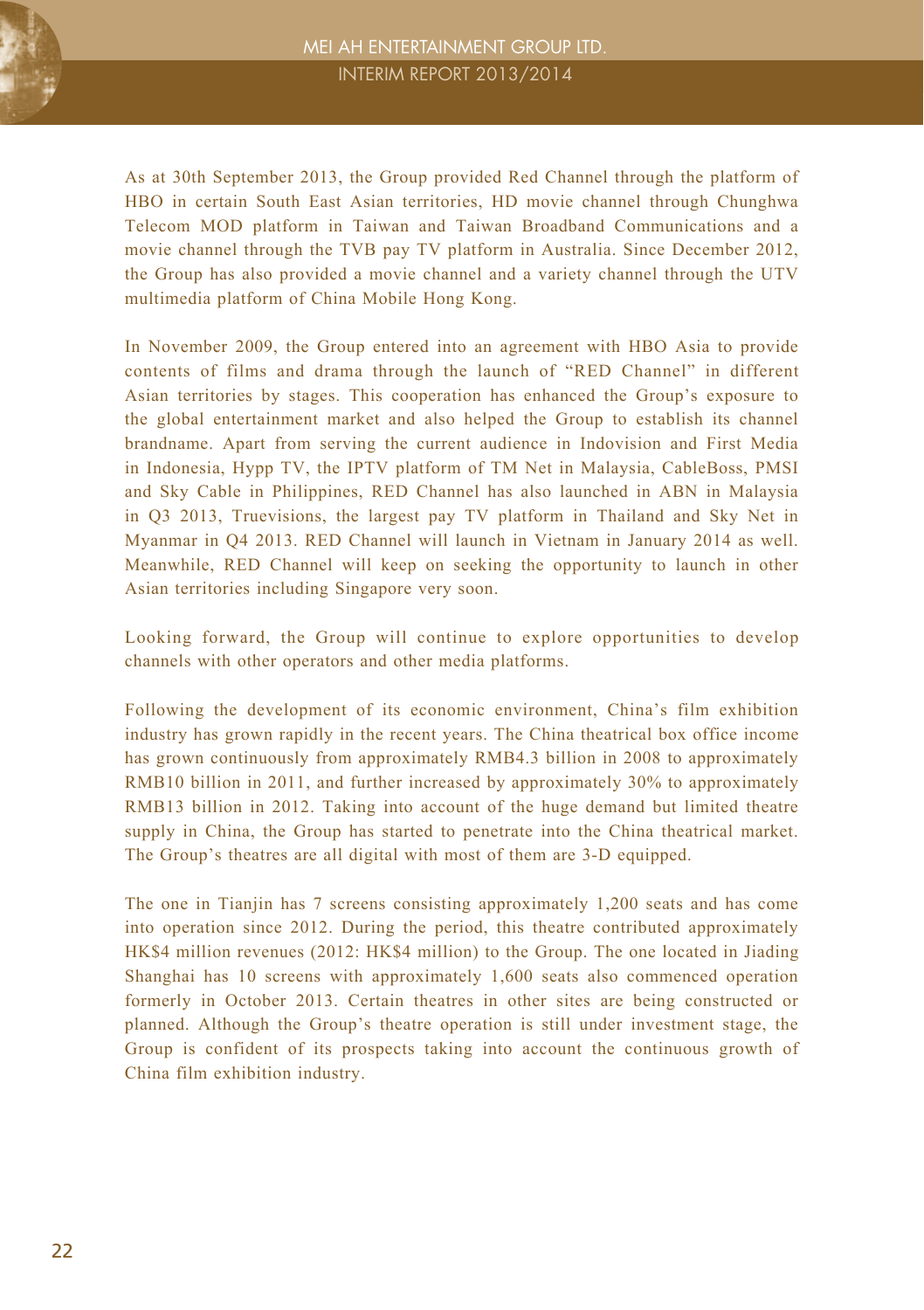As at 30th September 2013, the Group provided Red Channel through the platform of HBO in certain South East Asian territories, HD movie channel through Chunghwa Telecom MOD platform in Taiwan and Taiwan Broadband Communications and a movie channel through the TVB pay TV platform in Australia. Since December 2012, the Group has also provided a movie channel and a variety channel through the UTV multimedia platform of China Mobile Hong Kong.

In November 2009, the Group entered into an agreement with HBO Asia to provide contents of films and drama through the launch of "RED Channel" in different Asian territories by stages. This cooperation has enhanced the Group's exposure to the global entertainment market and also helped the Group to establish its channel brandname. Apart from serving the current audience in Indovision and First Media in Indonesia, Hypp TV, the IPTV platform of TM Net in Malaysia, CableBoss, PMSI and Sky Cable in Philippines, RED Channel has also launched in ABN in Malaysia in Q3 2013, Truevisions, the largest pay TV platform in Thailand and Sky Net in Myanmar in Q4 2013. RED Channel will launch in Vietnam in January 2014 as well. Meanwhile, RED Channel will keep on seeking the opportunity to launch in other Asian territories including Singapore very soon.

Looking forward, the Group will continue to explore opportunities to develop channels with other operators and other media platforms.

Following the development of its economic environment, China's film exhibition industry has grown rapidly in the recent years. The China theatrical box office income has grown continuously from approximately RMB4.3 billion in 2008 to approximately RMB10 billion in 2011, and further increased by approximately 30% to approximately RMB13 billion in 2012. Taking into account of the huge demand but limited theatre supply in China, the Group has started to penetrate into the China theatrical market. The Group's theatres are all digital with most of them are 3-D equipped.

The one in Tianjin has 7 screens consisting approximately 1,200 seats and has come into operation since 2012. During the period, this theatre contributed approximately HK$4 million revenues (2012: HK$4 million) to the Group. The one located in Jiading Shanghai has 10 screens with approximately 1,600 seats also commenced operation formerly in October 2013. Certain theatres in other sites are being constructed or planned. Although the Group's theatre operation is still under investment stage, the Group is confident of its prospects taking into account the continuous growth of China film exhibition industry.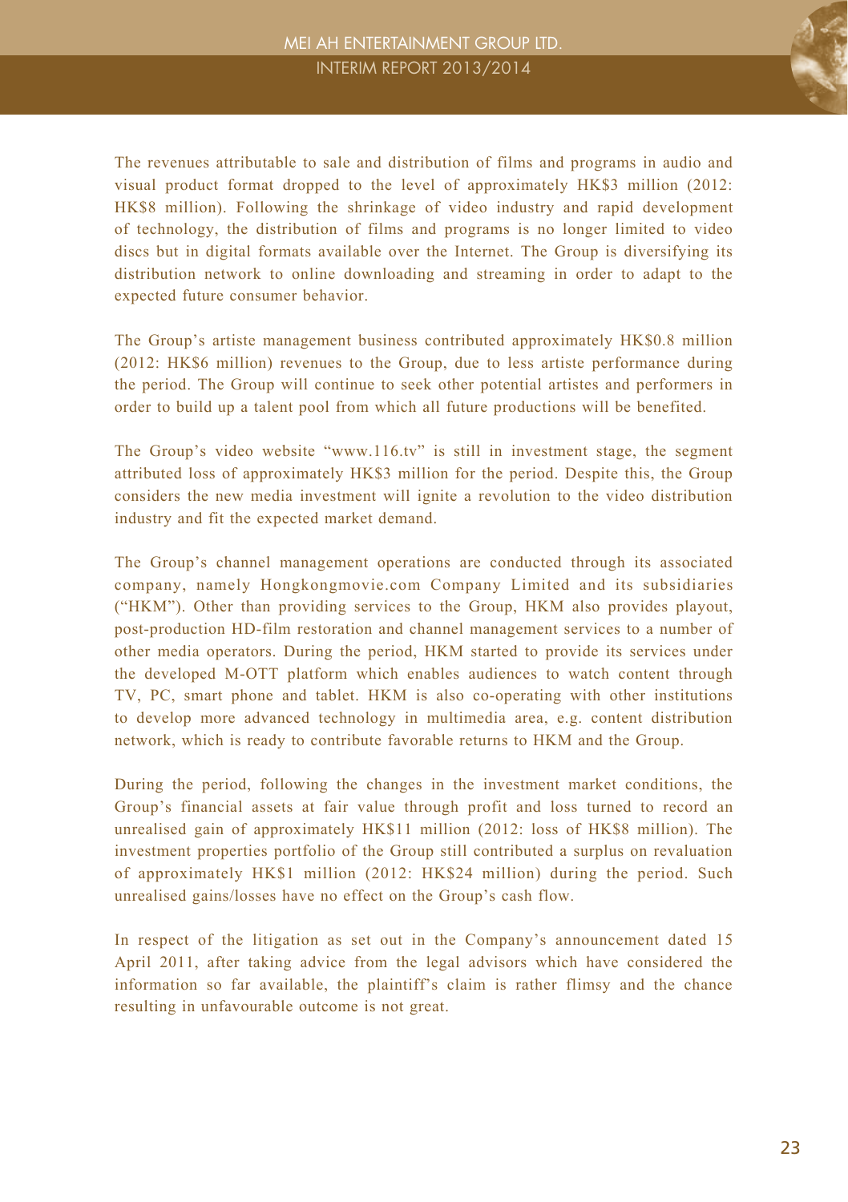The revenues attributable to sale and distribution of films and programs in audio and visual product format dropped to the level of approximately HK$3 million (2012: HK$8 million). Following the shrinkage of video industry and rapid development of technology, the distribution of films and programs is no longer limited to video discs but in digital formats available over the Internet. The Group is diversifying its distribution network to online downloading and streaming in order to adapt to the expected future consumer behavior.

The Group's artiste management business contributed approximately HK$0.8 million (2012: HK$6 million) revenues to the Group, due to less artiste performance during the period. The Group will continue to seek other potential artistes and performers in order to build up a talent pool from which all future productions will be benefited.

The Group's video website "www.116.tv" is still in investment stage, the segment attributed loss of approximately HK$3 million for the period. Despite this, the Group considers the new media investment will ignite a revolution to the video distribution industry and fit the expected market demand.

The Group's channel management operations are conducted through its associated company, namely Hongkongmovie.com Company Limited and its subsidiaries ("HKM"). Other than providing services to the Group, HKM also provides playout, post-production HD-film restoration and channel management services to a number of other media operators. During the period, HKM started to provide its services under the developed M-OTT platform which enables audiences to watch content through TV, PC, smart phone and tablet. HKM is also co-operating with other institutions to develop more advanced technology in multimedia area, e.g. content distribution network, which is ready to contribute favorable returns to HKM and the Group.

During the period, following the changes in the investment market conditions, the Group's financial assets at fair value through profit and loss turned to record an unrealised gain of approximately HK$11 million (2012: loss of HK$8 million). The investment properties portfolio of the Group still contributed a surplus on revaluation of approximately HK$1 million (2012: HK$24 million) during the period. Such unrealised gains/losses have no effect on the Group's cash flow.

In respect of the litigation as set out in the Company's announcement dated 15 April 2011, after taking advice from the legal advisors which have considered the information so far available, the plaintiff's claim is rather flimsy and the chance resulting in unfavourable outcome is not great.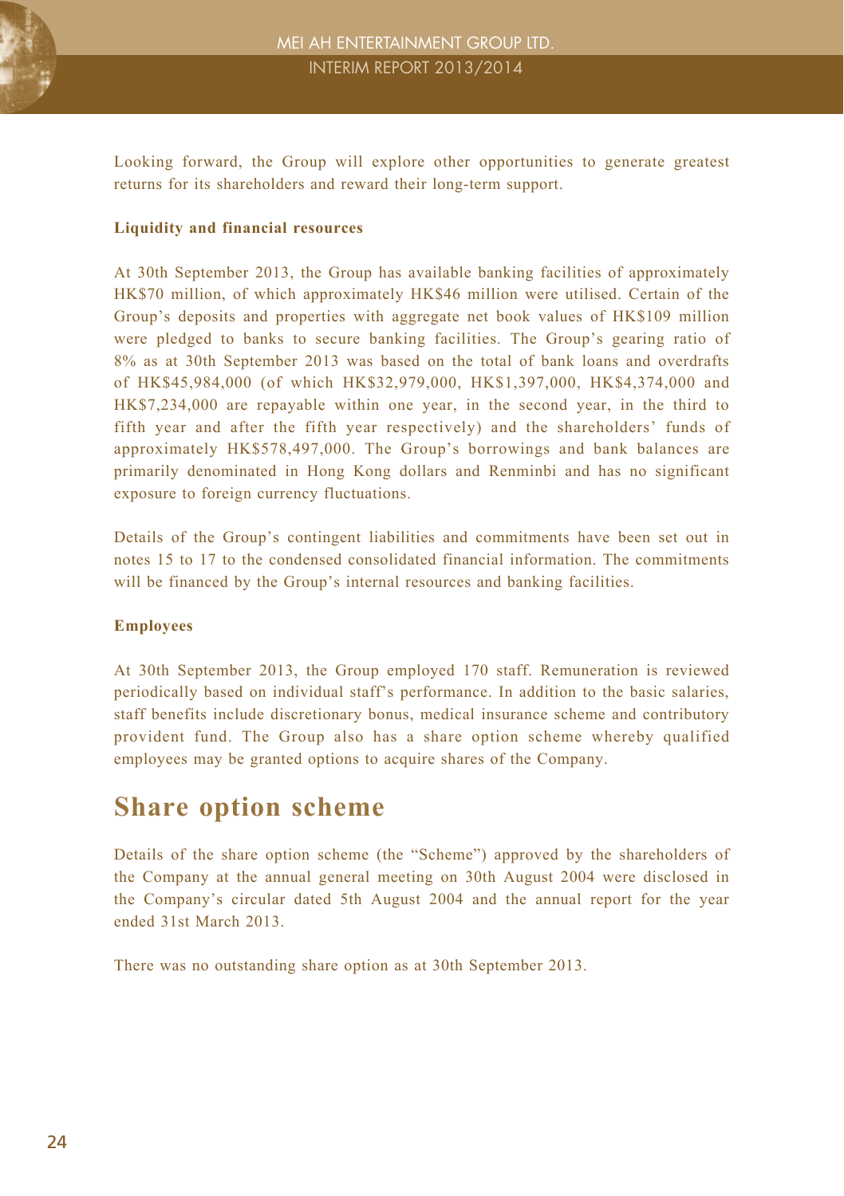Looking forward, the Group will explore other opportunities to generate greatest returns for its shareholders and reward their long-term support.

**Liquidity and financial resources**

At 30th September 2013, the Group has available banking facilities of approximately HK$70 million, of which approximately HK$46 million were utilised. Certain of the Group's deposits and properties with aggregate net book values of HK$109 million were pledged to banks to secure banking facilities. The Group's gearing ratio of 8% as at 30th September 2013 was based on the total of bank loans and overdrafts of HK$45,984,000 (of which HK$32,979,000, HK$1,397,000, HK$4,374,000 and HK$7,234,000 are repayable within one year, in the second year, in the third to fifth year and after the fifth year respectively) and the shareholders' funds of approximately HK$578,497,000. The Group's borrowings and bank balances are primarily denominated in Hong Kong dollars and Renminbi and has no significant exposure to foreign currency fluctuations.

Details of the Group's contingent liabilities and commitments have been set out in notes 15 to 17 to the condensed consolidated financial information. The commitments will be financed by the Group's internal resources and banking facilities.

**Employees**

At 30th September 2013, the Group employed 170 staff. Remuneration is reviewed periodically based on individual staff's performance. In addition to the basic salaries, staff benefits include discretionary bonus, medical insurance scheme and contributory provident fund. The Group also has a share option scheme whereby qualified employees may be granted options to acquire shares of the Company.

## Share option scheme

Details of the share option scheme (the "Scheme") approved by the shareholders of the Company at the annual general meeting on 30th August 2004 were disclosed in the Company's circular dated 5th August 2004 and the annual report for the year ended 31st March 2013.

There was no outstanding share option as at 30th September 2013.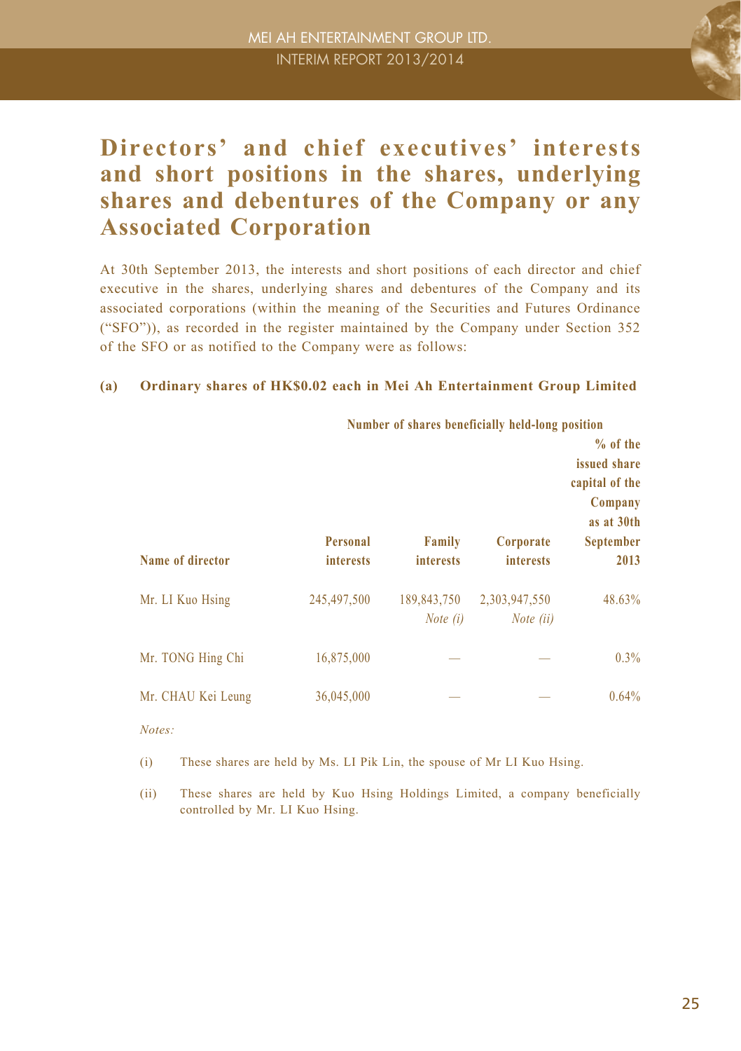# Directors' and chief executives' interests and short positions in the shares, underlying shares and debentures of the Company or any Associated Corporation

At 30th September 2013, the interests and short positions of each director and chief executive in the shares, underlying shares and debentures of the Company and its associated corporations (within the meaning of the Securities and Futures Ordinance ("SFO")), as recorded in the register maintained by the Company under Section 352 of the SFO or as notified to the Company were as follows:

**(a) Ordinary shares of HK$0.02 each in Mei Ah Entertainment Group Limited**

| | Number of shares beneficially held-long position | | | |
|---|---|---|---|---|
| **Name of director** | **Personal interests** | **Family interests** | **Corporate interests** | **% of the issued share capital of the Company as at 30th September 2013** |
| Mr. LI Kuo Hsing | 245,497,500 | 189,843,750 *Note (i)* | 2,303,947,550 *Note (ii)* | 48.63% |
| Mr. TONG Hing Chi | 16,875,000 | — | — | 0.3% |
| Mr. CHAU Kei Leung | 36,045,000 | — | — | 0.64% |

*Notes:*

(i) These shares are held by Ms. LI Pik Lin, the spouse of Mr LI Kuo Hsing.

(ii) These shares are held by Kuo Hsing Holdings Limited, a company beneficially controlled by Mr. LI Kuo Hsing.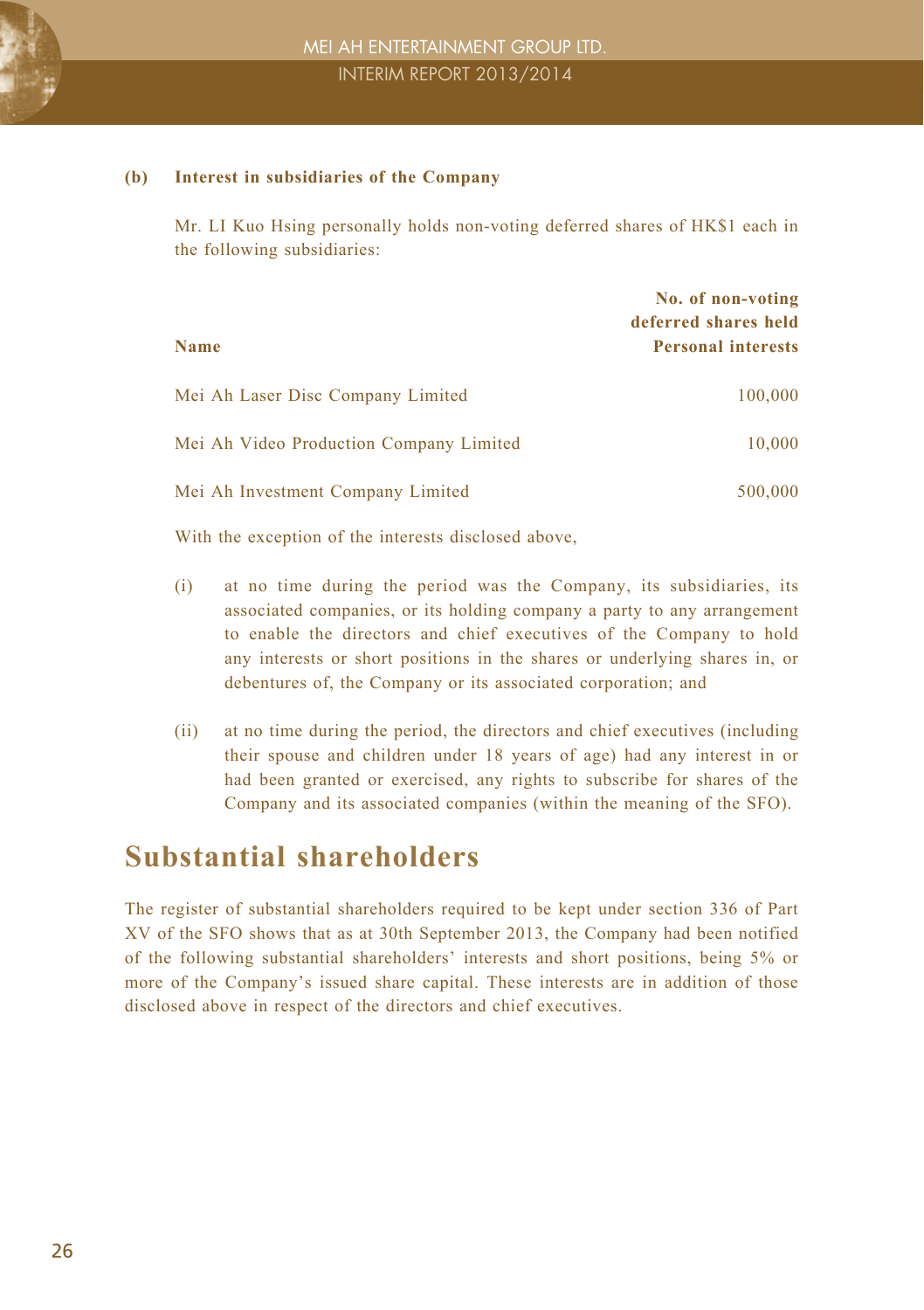**(b) Interest in subsidiaries of the Company**

Mr. LI Kuo Hsing personally holds non-voting deferred shares of HK$1 each in the following subsidiaries:

| Name | No. of non-voting deferred shares held Personal interests |
|---|---|
| Mei Ah Laser Disc Company Limited | 100,000 |
| Mei Ah Video Production Company Limited | 10,000 |
| Mei Ah Investment Company Limited | 500,000 |

With the exception of the interests disclosed above,

(i) at no time during the period was the Company, its subsidiaries, its associated companies, or its holding company a party to any arrangement to enable the directors and chief executives of the Company to hold any interests or short positions in the shares or underlying shares in, or debentures of, the Company or its associated corporation; and

(ii) at no time during the period, the directors and chief executives (including their spouse and children under 18 years of age) had any interest in or had been granted or exercised, any rights to subscribe for shares of the Company and its associated companies (within the meaning of the SFO).

## Substantial shareholders

The register of substantial shareholders required to be kept under section 336 of Part XV of the SFO shows that as at 30th September 2013, the Company had been notified of the following substantial shareholders' interests and short positions, being 5% or more of the Company's issued share capital. These interests are in addition of those disclosed above in respect of the directors and chief executives.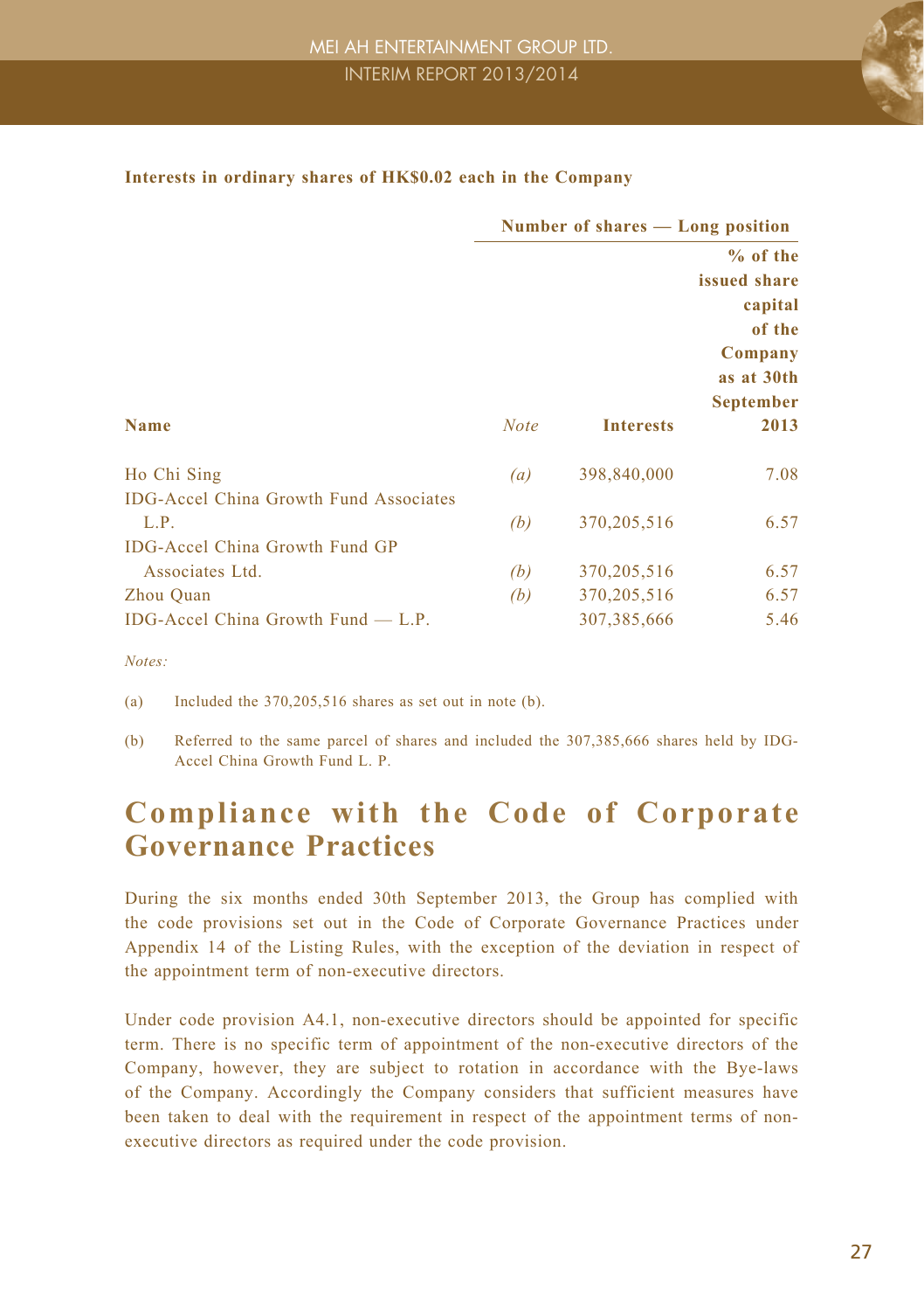**Interests in ordinary shares of HK$0.02 each in the Company**

| | | Number of shares — Long position | |
|---|---|---|---|
| Name | *Note* | Interests | % of the issued share capital of the Company as at 30th September 2013 |
| Ho Chi Sing | *(a)* | 398,840,000 | 7.08 |
| IDG-Accel China Growth Fund Associates L.P. | *(b)* | 370,205,516 | 6.57 |
| IDG-Accel China Growth Fund GP Associates Ltd. | *(b)* | 370,205,516 | 6.57 |
| Zhou Quan | *(b)* | 370,205,516 | 6.57 |
| IDG-Accel China Growth Fund — L.P. | | 307,385,666 | 5.46 |

*Notes:*

(a) Included the 370,205,516 shares as set out in note (b).

(b) Referred to the same parcel of shares and included the 307,385,666 shares held by IDG-Accel China Growth Fund L. P.

# Compliance with the Code of Corporate Governance Practices

During the six months ended 30th September 2013, the Group has complied with the code provisions set out in the Code of Corporate Governance Practices under Appendix 14 of the Listing Rules, with the exception of the deviation in respect of the appointment term of non-executive directors.

Under code provision A4.1, non-executive directors should be appointed for specific term. There is no specific term of appointment of the non-executive directors of the Company, however, they are subject to rotation in accordance with the Bye-laws of the Company. Accordingly the Company considers that sufficient measures have been taken to deal with the requirement in respect of the appointment terms of non-executive directors as required under the code provision.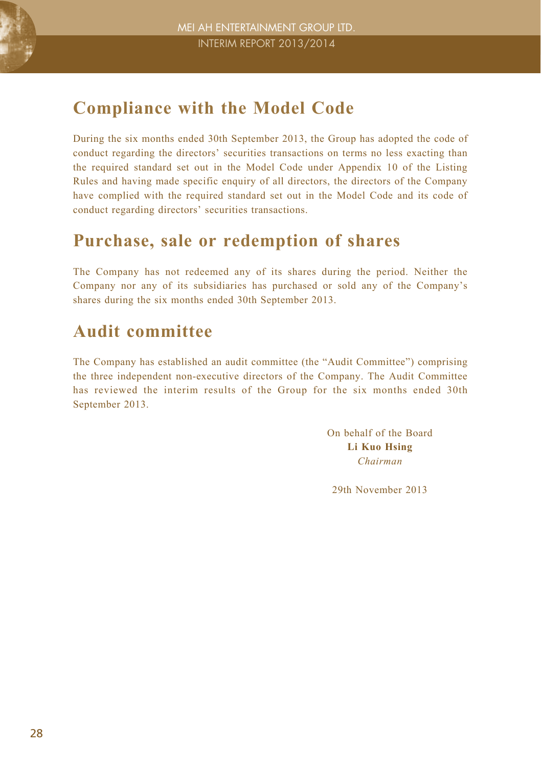## Compliance with the Model Code

During the six months ended 30th September 2013, the Group has adopted the code of conduct regarding the directors' securities transactions on terms no less exacting than the required standard set out in the Model Code under Appendix 10 of the Listing Rules and having made specific enquiry of all directors, the directors of the Company have complied with the required standard set out in the Model Code and its code of conduct regarding directors' securities transactions.

## Purchase, sale or redemption of shares

The Company has not redeemed any of its shares during the period. Neither the Company nor any of its subsidiaries has purchased or sold any of the Company's shares during the six months ended 30th September 2013.

## Audit committee

The Company has established an audit committee (the "Audit Committee") comprising the three independent non-executive directors of the Company. The Audit Committee has reviewed the interim results of the Group for the six months ended 30th September 2013.

On behalf of the Board
**Li Kuo Hsing**
*Chairman*

29th November 2013